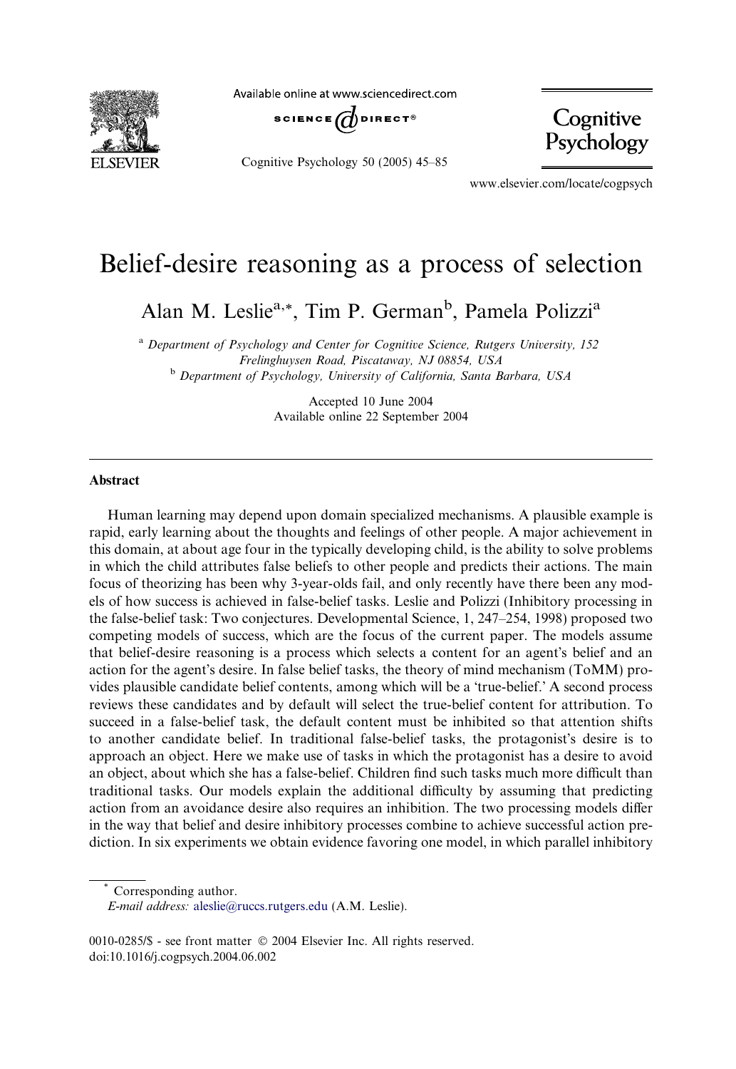# Belief-desire reasoning as a process of selection

Alan M. Leslie[a,*], Tim P. German[b], Pamela Polizzi[a]

[a] *Department of Psychology and Center for Cognitive Science, Rutgers University, 152 Frelinghuysen Road, Piscataway, NJ 08854, USA*

[b] *Department of Psychology, University of California, Santa Barbara, USA*

Accepted 10 June 2004
Available online 22 September 2004

## Abstract

Human learning may depend upon domain specialized mechanisms. A plausible example is rapid, early learning about the thoughts and feelings of other people. A major achievement in this domain, at about age four in the typically developing child, is the ability to solve problems in which the child attributes false beliefs to other people and predicts their actions. The main focus of theorizing has been why 3-year-olds fail, and only recently have there been any models of how success is achieved in false-belief tasks. Leslie and Polizzi (Inhibitory processing in the false-belief task: Two conjectures. Developmental Science, 1, 247–254, 1998) proposed two competing models of success, which are the focus of the current paper. The models assume that belief-desire reasoning is a process which selects a content for an agent's belief and an action for the agent's desire. In false belief tasks, the theory of mind mechanism (ToMM) provides plausible candidate belief contents, among which will be a 'true-belief.' A second process reviews these candidates and by default will select the true-belief content for attribution. To succeed in a false-belief task, the default content must be inhibited so that attention shifts to another candidate belief. In traditional false-belief tasks, the protagonist's desire is to approach an object. Here we make use of tasks in which the protagonist has a desire to avoid an object, about which she has a false-belief. Children find such tasks much more difficult than traditional tasks. Our models explain the additional difficulty by assuming that predicting action from an avoidance desire also requires an inhibition. The two processing models differ in the way that belief and desire inhibitory processes combine to achieve successful action prediction. In six experiments we obtain evidence favoring one model, in which parallel inhibitory

---

* Corresponding author.
*E-mail address:* aleslie@ruccs.rutgers.edu (A.M. Leslie).

0010-0285/$ - see front matter © 2004 Elsevier Inc. All rights reserved.
doi:10.1016/j.cogpsych.2004.06.002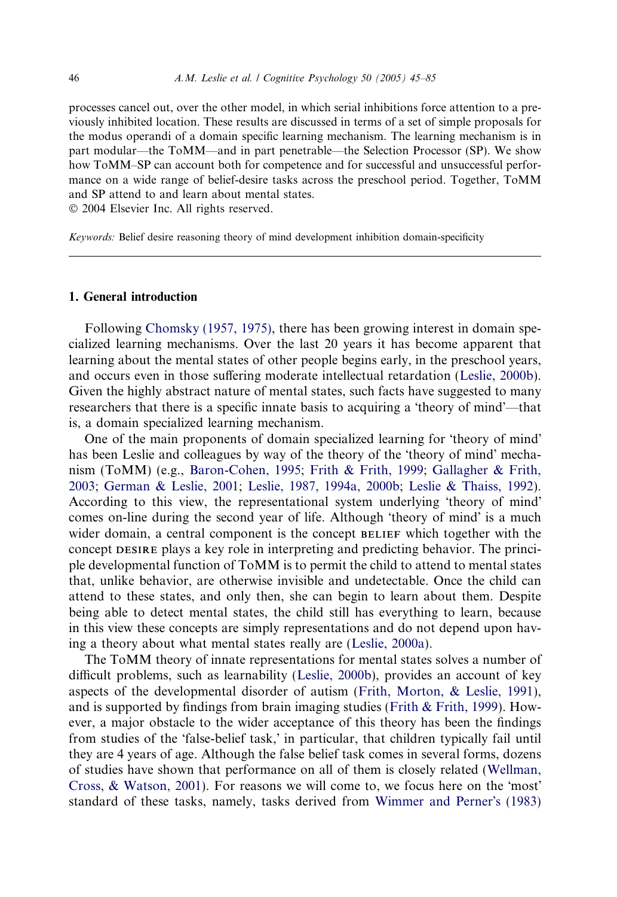processes cancel out, over the other model, in which serial inhibitions force attention to a previously inhibited location. These results are discussed in terms of a set of simple proposals for the modus operandi of a domain specific learning mechanism. The learning mechanism is in part modular—the ToMM—and in part penetrable—the Selection Processor (SP). We show how ToMM–SP can account both for competence and for successful and unsuccessful performance on a wide range of belief-desire tasks across the preschool period. Together, ToMM and SP attend to and learn about mental states.

© 2004 Elsevier Inc. All rights reserved.

*Keywords:* Belief desire reasoning theory of mind development inhibition domain-specificity

## 1. General introduction

Following Chomsky (1957, 1975), there has been growing interest in domain specialized learning mechanisms. Over the last 20 years it has become apparent that learning about the mental states of other people begins early, in the preschool years, and occurs even in those suffering moderate intellectual retardation (Leslie, 2000b). Given the highly abstract nature of mental states, such facts have suggested to many researchers that there is a specific innate basis to acquiring a 'theory of mind'—that is, a domain specialized learning mechanism.

One of the main proponents of domain specialized learning for 'theory of mind' has been Leslie and colleagues by way of the theory of the 'theory of mind' mechanism (ToMM) (e.g., Baron-Cohen, 1995; Frith & Frith, 1999; Gallagher & Frith, 2003; German & Leslie, 2001; Leslie, 1987, 1994a, 2000b; Leslie & Thaiss, 1992). According to this view, the representational system underlying 'theory of mind' comes on-line during the second year of life. Although 'theory of mind' is a much wider domain, a central component is the concept BELIEF which together with the concept DESIRE plays a key role in interpreting and predicting behavior. The principle developmental function of ToMM is to permit the child to attend to mental states that, unlike behavior, are otherwise invisible and undetectable. Once the child can attend to these states, and only then, she can begin to learn about them. Despite being able to detect mental states, the child still has everything to learn, because in this view these concepts are simply representations and do not depend upon having a theory about what mental states really are (Leslie, 2000a).

The ToMM theory of innate representations for mental states solves a number of difficult problems, such as learnability (Leslie, 2000b), provides an account of key aspects of the developmental disorder of autism (Frith, Morton, & Leslie, 1991), and is supported by findings from brain imaging studies (Frith & Frith, 1999). However, a major obstacle to the wider acceptance of this theory has been the findings from studies of the 'false-belief task,' in particular, that children typically fail until they are 4 years of age. Although the false belief task comes in several forms, dozens of studies have shown that performance on all of them is closely related (Wellman, Cross, & Watson, 2001). For reasons we will come to, we focus here on the 'most' standard of these tasks, namely, tasks derived from Wimmer and Perner's (1983)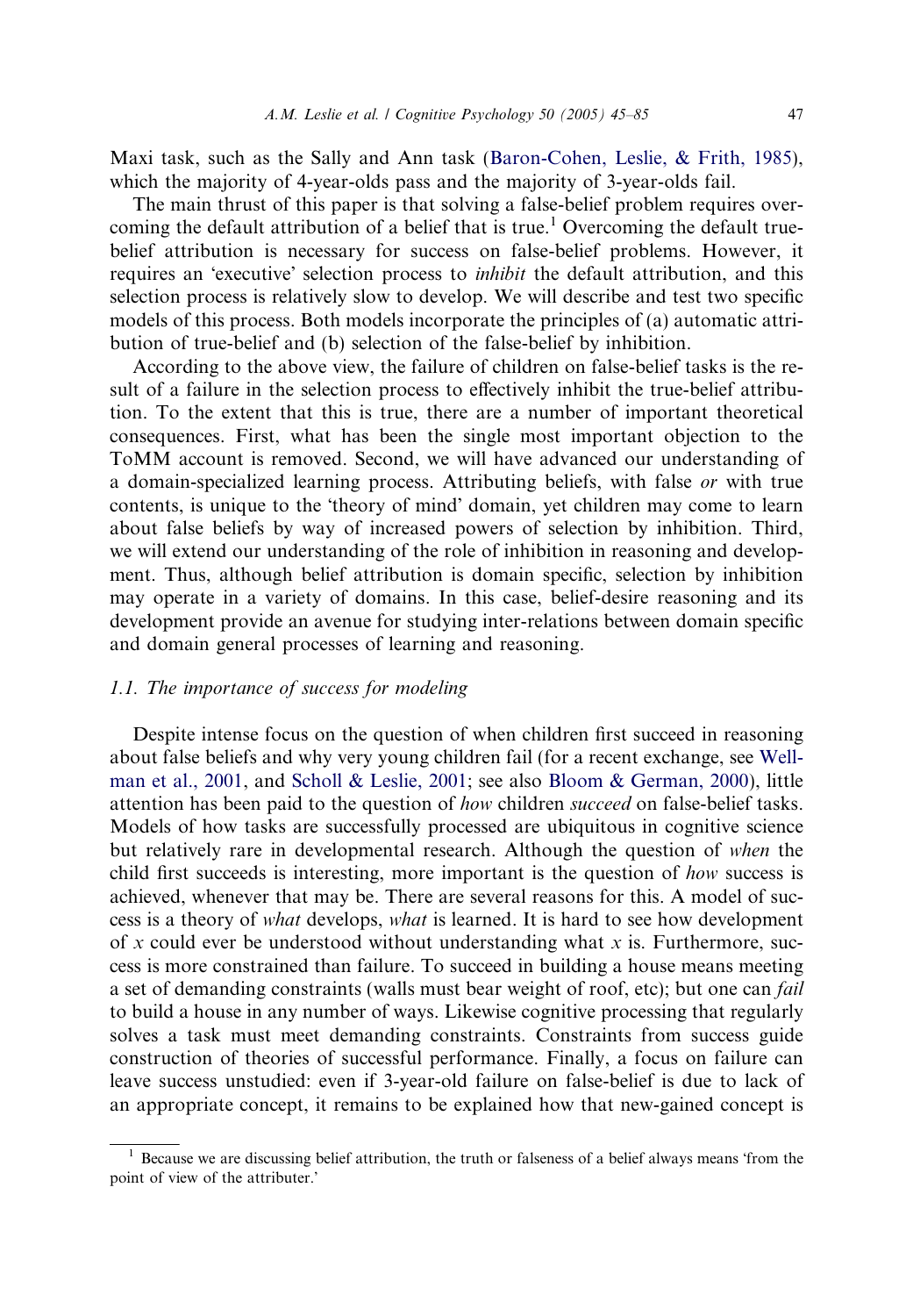Maxi task, such as the Sally and Ann task (Baron-Cohen, Leslie, & Frith, 1985), which the majority of 4-year-olds pass and the majority of 3-year-olds fail.

The main thrust of this paper is that solving a false-belief problem requires overcoming the default attribution of a belief that is true.[1] Overcoming the default true-belief attribution is necessary for success on false-belief problems. However, it requires an 'executive' selection process to *inhibit* the default attribution, and this selection process is relatively slow to develop. We will describe and test two specific models of this process. Both models incorporate the principles of (a) automatic attribution of true-belief and (b) selection of the false-belief by inhibition.

According to the above view, the failure of children on false-belief tasks is the result of a failure in the selection process to effectively inhibit the true-belief attribution. To the extent that this is true, there are a number of important theoretical consequences. First, what has been the single most important objection to the ToMM account is removed. Second, we will have advanced our understanding of a domain-specialized learning process. Attributing beliefs, with false *or* with true contents, is unique to the 'theory of mind' domain, yet children may come to learn about false beliefs by way of increased powers of selection by inhibition. Third, we will extend our understanding of the role of inhibition in reasoning and development. Thus, although belief attribution is domain specific, selection by inhibition may operate in a variety of domains. In this case, belief-desire reasoning and its development provide an avenue for studying inter-relations between domain specific and domain general processes of learning and reasoning.

### 1.1. The importance of success for modeling

Despite intense focus on the question of when children first succeed in reasoning about false beliefs and why very young children fail (for a recent exchange, see Wellman et al., 2001, and Scholl & Leslie, 2001; see also Bloom & German, 2000), little attention has been paid to the question of *how* children *succeed* on false-belief tasks. Models of how tasks are successfully processed are ubiquitous in cognitive science but relatively rare in developmental research. Although the question of *when* the child first succeeds is interesting, more important is the question of *how* success is achieved, whenever that may be. There are several reasons for this. A model of success is a theory of *what* develops, *what* is learned. It is hard to see how development of $x$ could ever be understood without understanding what $x$ is. Furthermore, success is more constrained than failure. To succeed in building a house means meeting a set of demanding constraints (walls must bear weight of roof, etc); but one can *fail* to build a house in any number of ways. Likewise cognitive processing that regularly solves a task must meet demanding constraints. Constraints from success guide construction of theories of successful performance. Finally, a focus on failure can leave success unstudied: even if 3-year-old failure on false-belief is due to lack of an appropriate concept, it remains to be explained how that new-gained concept is

[1] Because we are discussing belief attribution, the truth or falseness of a belief always means 'from the point of view of the attributer.'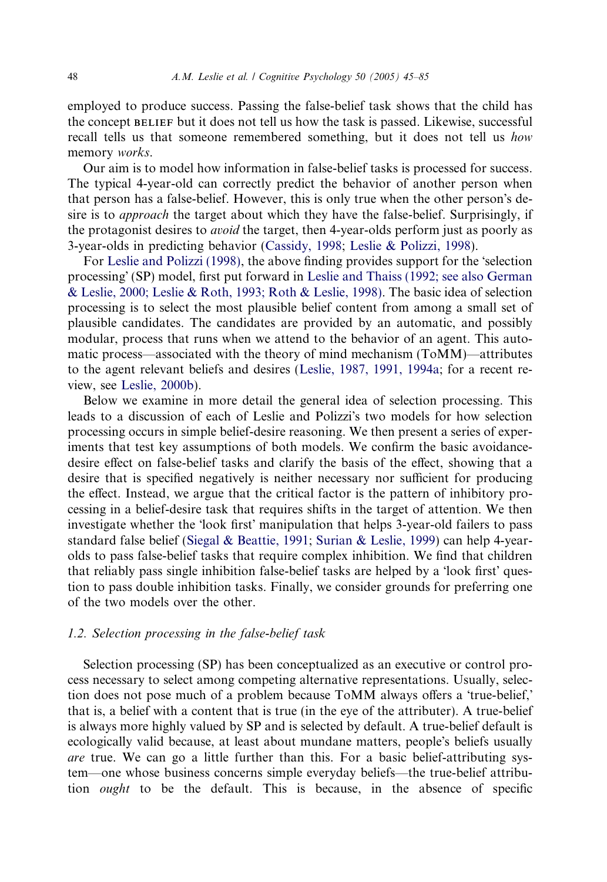employed to produce success. Passing the false-belief task shows that the child has the concept BELIEF but it does not tell us how the task is passed. Likewise, successful recall tells us that someone remembered something, but it does not tell us *how* memory *works*.

Our aim is to model how information in false-belief tasks is processed for success. The typical 4-year-old can correctly predict the behavior of another person when that person has a false-belief. However, this is only true when the other person's desire is to *approach* the target about which they have the false-belief. Surprisingly, if the protagonist desires to *avoid* the target, then 4-year-olds perform just as poorly as 3-year-olds in predicting behavior (Cassidy, 1998; Leslie & Polizzi, 1998).

For Leslie and Polizzi (1998), the above finding provides support for the 'selection processing' (SP) model, first put forward in Leslie and Thaiss (1992; see also German & Leslie, 2000; Leslie & Roth, 1993; Roth & Leslie, 1998). The basic idea of selection processing is to select the most plausible belief content from among a small set of plausible candidates. The candidates are provided by an automatic, and possibly modular, process that runs when we attend to the behavior of an agent. This automatic process—associated with the theory of mind mechanism (ToMM)—attributes to the agent relevant beliefs and desires (Leslie, 1987, 1991, 1994a; for a recent review, see Leslie, 2000b).

Below we examine in more detail the general idea of selection processing. This leads to a discussion of each of Leslie and Polizzi's two models for how selection processing occurs in simple belief-desire reasoning. We then present a series of experiments that test key assumptions of both models. We confirm the basic avoidance-desire effect on false-belief tasks and clarify the basis of the effect, showing that a desire that is specified negatively is neither necessary nor sufficient for producing the effect. Instead, we argue that the critical factor is the pattern of inhibitory processing in a belief-desire task that requires shifts in the target of attention. We then investigate whether the 'look first' manipulation that helps 3-year-old failers to pass standard false belief (Siegal & Beattie, 1991; Surian & Leslie, 1999) can help 4-year-olds to pass false-belief tasks that require complex inhibition. We find that children that reliably pass single inhibition false-belief tasks are helped by a 'look first' question to pass double inhibition tasks. Finally, we consider grounds for preferring one of the two models over the other.

### 1.2. Selection processing in the false-belief task

Selection processing (SP) has been conceptualized as an executive or control process necessary to select among competing alternative representations. Usually, selection does not pose much of a problem because ToMM always offers a 'true-belief,' that is, a belief with a content that is true (in the eye of the attributer). A true-belief is always more highly valued by SP and is selected by default. A true-belief default is ecologically valid because, at least about mundane matters, people's beliefs usually *are* true. We can go a little further than this. For a basic belief-attributing system—one whose business concerns simple everyday beliefs—the true-belief attribution *ought* to be the default. This is because, in the absence of specific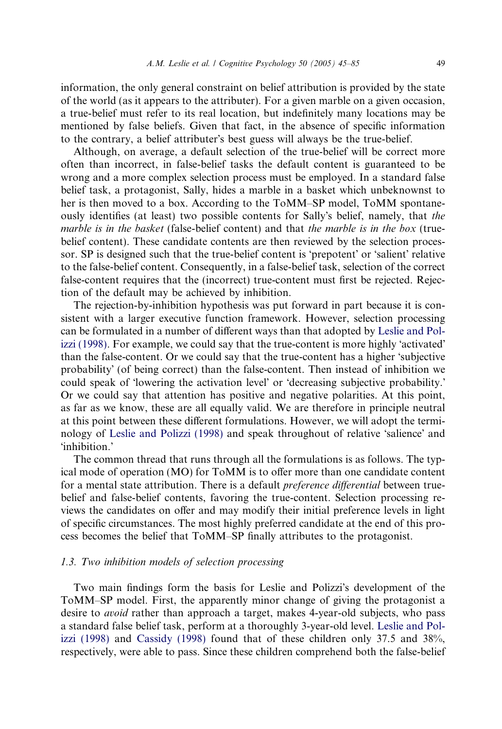information, the only general constraint on belief attribution is provided by the state of the world (as it appears to the attributer). For a given marble on a given occasion, a true-belief must refer to its real location, but indefinitely many locations may be mentioned by false beliefs. Given that fact, in the absence of specific information to the contrary, a belief attributer's best guess will always be the true-belief.

Although, on average, a default selection of the true-belief will be correct more often than incorrect, in false-belief tasks the default content is guaranteed to be wrong and a more complex selection process must be employed. In a standard false belief task, a protagonist, Sally, hides a marble in a basket which unbeknownst to her is then moved to a box. According to the ToMM–SP model, ToMM spontaneously identifies (at least) two possible contents for Sally's belief, namely, that *the marble is in the basket* (false-belief content) and that *the marble is in the box* (true-belief content). These candidate contents are then reviewed by the selection processor. SP is designed such that the true-belief content is 'prepotent' or 'salient' relative to the false-belief content. Consequently, in a false-belief task, selection of the correct false-content requires that the (incorrect) true-content must first be rejected. Rejection of the default may be achieved by inhibition.

The rejection-by-inhibition hypothesis was put forward in part because it is consistent with a larger executive function framework. However, selection processing can be formulated in a number of different ways than that adopted by Leslie and Polizzi (1998). For example, we could say that the true-content is more highly 'activated' than the false-content. Or we could say that the true-content has a higher 'subjective probability' (of being correct) than the false-content. Then instead of inhibition we could speak of 'lowering the activation level' or 'decreasing subjective probability.' Or we could say that attention has positive and negative polarities. At this point, as far as we know, these are all equally valid. We are therefore in principle neutral at this point between these different formulations. However, we will adopt the terminology of Leslie and Polizzi (1998) and speak throughout of relative 'salience' and 'inhibition.'

The common thread that runs through all the formulations is as follows. The typical mode of operation (MO) for ToMM is to offer more than one candidate content for a mental state attribution. There is a default *preference differential* between true-belief and false-belief contents, favoring the true-content. Selection processing reviews the candidates on offer and may modify their initial preference levels in light of specific circumstances. The most highly preferred candidate at the end of this process becomes the belief that ToMM–SP finally attributes to the protagonist.

### 1.3. Two inhibition models of selection processing

Two main findings form the basis for Leslie and Polizzi's development of the ToMM–SP model. First, the apparently minor change of giving the protagonist a desire to *avoid* rather than approach a target, makes 4-year-old subjects, who pass a standard false belief task, perform at a thoroughly 3-year-old level. Leslie and Polizzi (1998) and Cassidy (1998) found that of these children only 37.5 and 38%, respectively, were able to pass. Since these children comprehend both the false-belief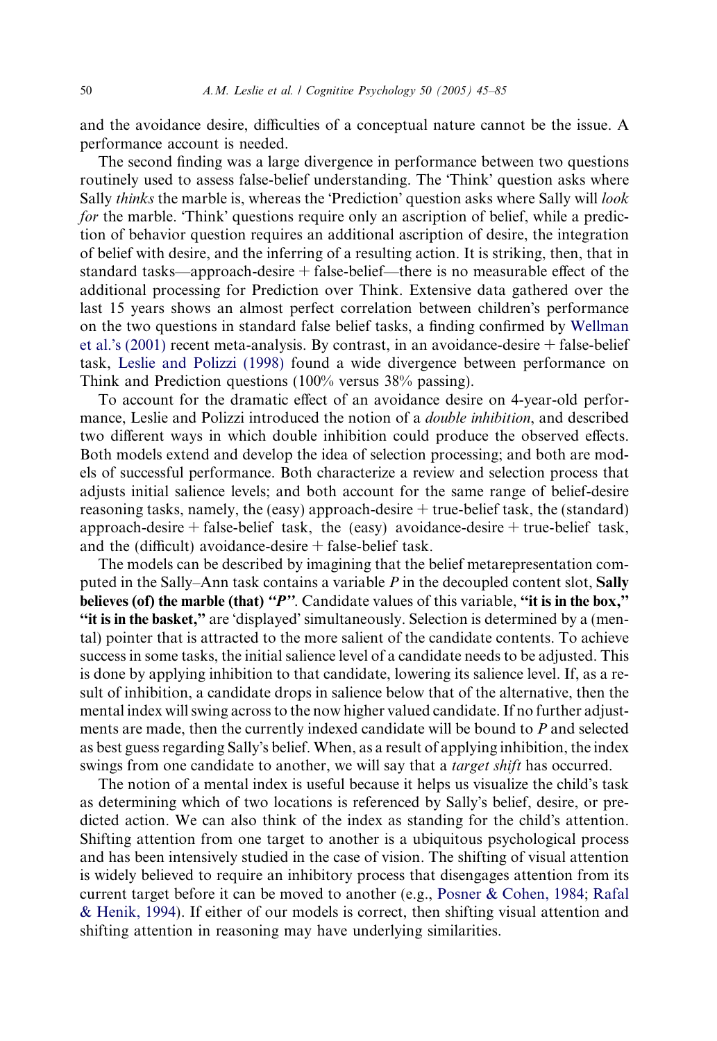and the avoidance desire, difficulties of a conceptual nature cannot be the issue. A performance account is needed.

The second finding was a large divergence in performance between two questions routinely used to assess false-belief understanding. The 'Think' question asks where Sally *thinks* the marble is, whereas the 'Prediction' question asks where Sally will *look for* the marble. 'Think' questions require only an ascription of belief, while a prediction of behavior question requires an additional ascription of desire, the integration of belief with desire, and the inferring of a resulting action. It is striking, then, that in standard tasks—approach-desire + false-belief—there is no measurable effect of the additional processing for Prediction over Think. Extensive data gathered over the last 15 years shows an almost perfect correlation between children's performance on the two questions in standard false belief tasks, a finding confirmed by Wellman et al.'s (2001) recent meta-analysis. By contrast, in an avoidance-desire + false-belief task, Leslie and Polizzi (1998) found a wide divergence between performance on Think and Prediction questions (100% versus 38% passing).

To account for the dramatic effect of an avoidance desire on 4-year-old performance, Leslie and Polizzi introduced the notion of a *double inhibition*, and described two different ways in which double inhibition could produce the observed effects. Both models extend and develop the idea of selection processing; and both are models of successful performance. Both characterize a review and selection process that adjusts initial salience levels; and both account for the same range of belief-desire reasoning tasks, namely, the (easy) approach-desire + true-belief task, the (standard) approach-desire + false-belief task, the (easy) avoidance-desire + true-belief task, and the (difficult) avoidance-desire + false-belief task.

The models can be described by imagining that the belief metarepresentation computed in the Sally–Ann task contains a variable *P* in the decoupled content slot, **Sally believes (of) the marble (that) *"P"***. Candidate values of this variable, **"it is in the box," "it is in the basket,"** are 'displayed' simultaneously. Selection is determined by a (mental) pointer that is attracted to the more salient of the candidate contents. To achieve success in some tasks, the initial salience level of a candidate needs to be adjusted. This is done by applying inhibition to that candidate, lowering its salience level. If, as a result of inhibition, a candidate drops in salience below that of the alternative, then the mental index will swing across to the now higher valued candidate. If no further adjustments are made, then the currently indexed candidate will be bound to *P* and selected as best guess regarding Sally's belief. When, as a result of applying inhibition, the index swings from one candidate to another, we will say that a *target shift* has occurred.

The notion of a mental index is useful because it helps us visualize the child's task as determining which of two locations is referenced by Sally's belief, desire, or predicted action. We can also think of the index as standing for the child's attention. Shifting attention from one target to another is a ubiquitous psychological process and has been intensively studied in the case of vision. The shifting of visual attention is widely believed to require an inhibitory process that disengages attention from its current target before it can be moved to another (e.g., Posner & Cohen, 1984; Rafal & Henik, 1994). If either of our models is correct, then shifting visual attention and shifting attention in reasoning may have underlying similarities.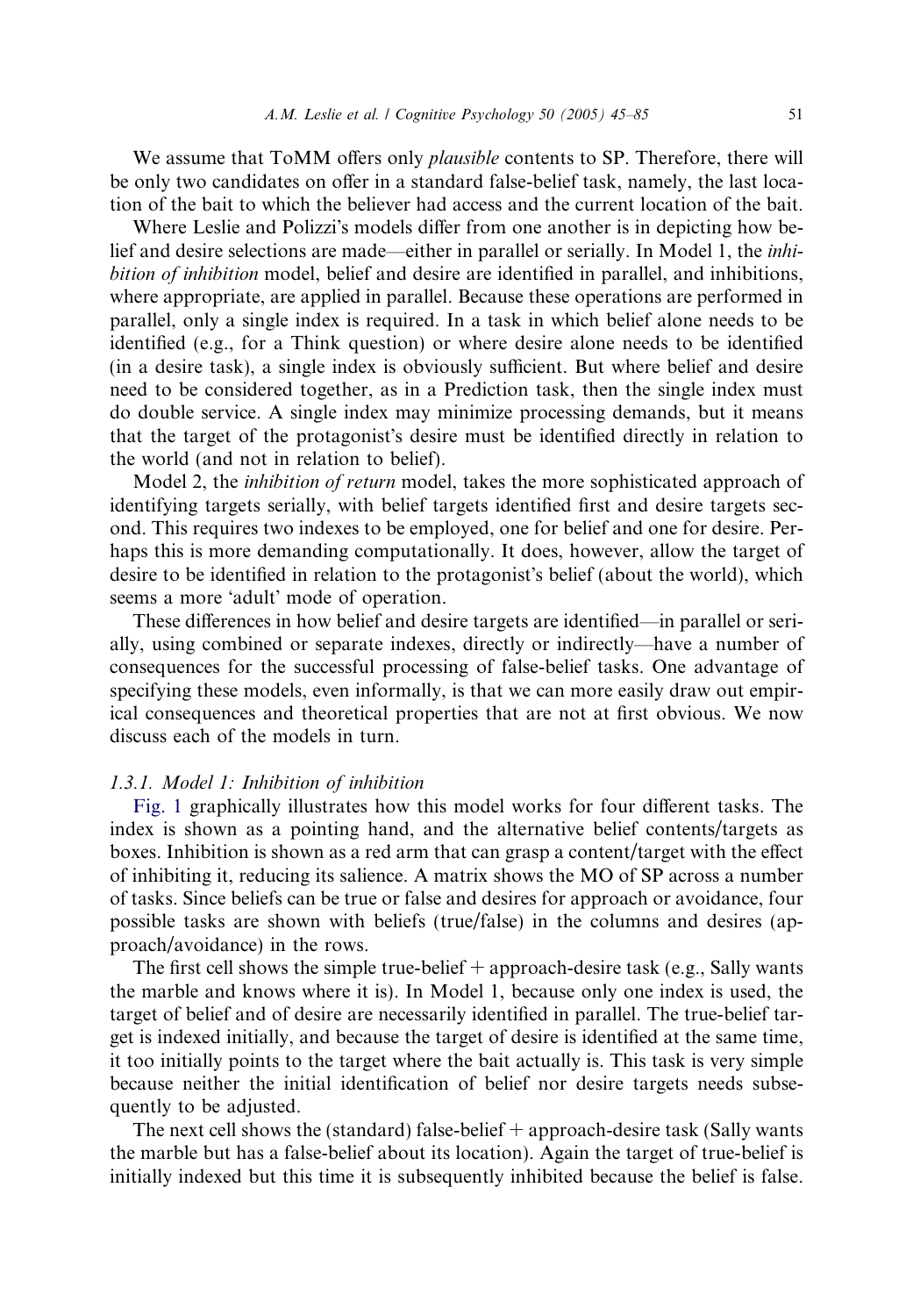We assume that ToMM offers only *plausible* contents to SP. Therefore, there will be only two candidates on offer in a standard false-belief task, namely, the last location of the bait to which the believer had access and the current location of the bait.

Where Leslie and Polizzi's models differ from one another is in depicting how belief and desire selections are made—either in parallel or serially. In Model 1, the *inhibition of inhibition* model, belief and desire are identified in parallel, and inhibitions, where appropriate, are applied in parallel. Because these operations are performed in parallel, only a single index is required. In a task in which belief alone needs to be identified (e.g., for a Think question) or where desire alone needs to be identified (in a desire task), a single index is obviously sufficient. But where belief and desire need to be considered together, as in a Prediction task, then the single index must do double service. A single index may minimize processing demands, but it means that the target of the protagonist's desire must be identified directly in relation to the world (and not in relation to belief).

Model 2, the *inhibition of return* model, takes the more sophisticated approach of identifying targets serially, with belief targets identified first and desire targets second. This requires two indexes to be employed, one for belief and one for desire. Perhaps this is more demanding computationally. It does, however, allow the target of desire to be identified in relation to the protagonist's belief (about the world), which seems a more 'adult' mode of operation.

These differences in how belief and desire targets are identified—in parallel or serially, using combined or separate indexes, directly or indirectly—have a number of consequences for the successful processing of false-belief tasks. One advantage of specifying these models, even informally, is that we can more easily draw out empirical consequences and theoretical properties that are not at first obvious. We now discuss each of the models in turn.

### 1.3.1. Model 1: Inhibition of inhibition

Fig. 1 graphically illustrates how this model works for four different tasks. The index is shown as a pointing hand, and the alternative belief contents/targets as boxes. Inhibition is shown as a red arm that can grasp a content/target with the effect of inhibiting it, reducing its salience. A matrix shows the MO of SP across a number of tasks. Since beliefs can be true or false and desires for approach or avoidance, four possible tasks are shown with beliefs (true/false) in the columns and desires (approach/avoidance) in the rows.

The first cell shows the simple true-belief + approach-desire task (e.g., Sally wants the marble and knows where it is). In Model 1, because only one index is used, the target of belief and of desire are necessarily identified in parallel. The true-belief target is indexed initially, and because the target of desire is identified at the same time, it too initially points to the target where the bait actually is. This task is very simple because neither the initial identification of belief nor desire targets needs subsequently to be adjusted.

The next cell shows the (standard) false-belief + approach-desire task (Sally wants the marble but has a false-belief about its location). Again the target of true-belief is initially indexed but this time it is subsequently inhibited because the belief is false.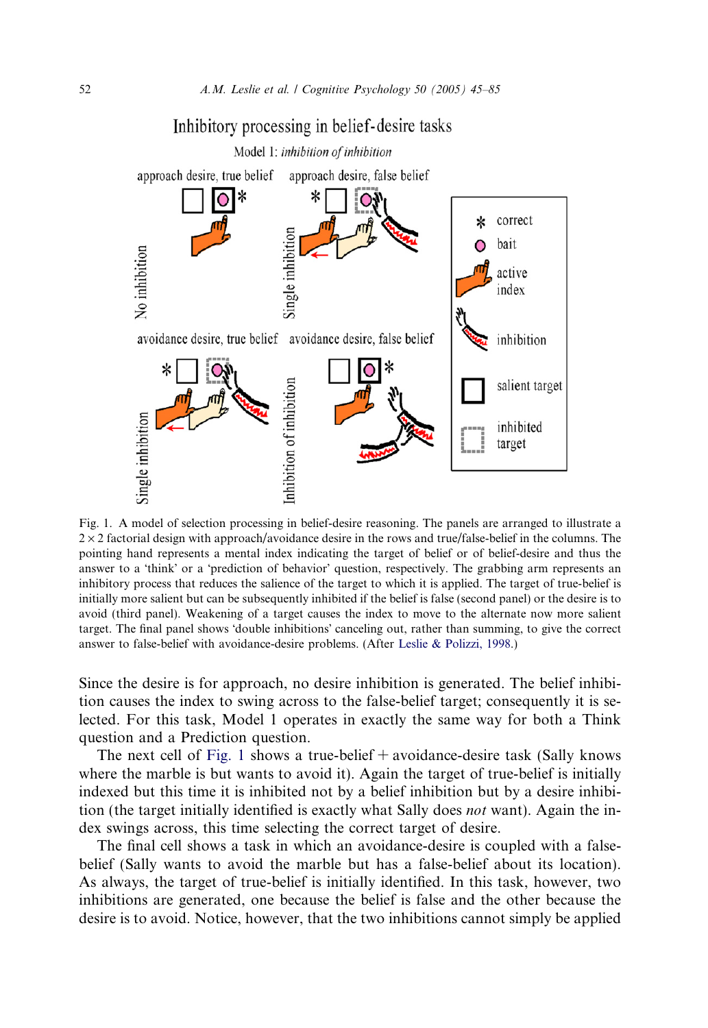Fig. 1. A model of selection processing in belief-desire reasoning. The panels are arranged to illustrate a $2 \times 2$ factorial design with approach/avoidance desire in the rows and true/false-belief in the columns. The pointing hand represents a mental index indicating the target of belief or of belief-desire and thus the answer to a 'think' or a 'prediction of behavior' question, respectively. The grabbing arm represents an inhibitory process that reduces the salience of the target to which it is applied. The target of true-belief is initially more salient but can be subsequently inhibited if the belief is false (second panel) or the desire is to avoid (third panel). Weakening of a target causes the index to move to the alternate now more salient target. The final panel shows 'double inhibitions' canceling out, rather than summing, to give the correct answer to false-belief with avoidance-desire problems. (After Leslie & Polizzi, 1998.)

Since the desire is for approach, no desire inhibition is generated. The belief inhibition causes the index to swing across to the false-belief target; consequently it is selected. For this task, Model 1 operates in exactly the same way for both a Think question and a Prediction question.

The next cell of Fig. 1 shows a true-belief + avoidance-desire task (Sally knows where the marble is but wants to avoid it). Again the target of true-belief is initially indexed but this time it is inhibited not by a belief inhibition but by a desire inhibition (the target initially identified is exactly what Sally does *not* want). Again the index swings across, this time selecting the correct target of desire.

The final cell shows a task in which an avoidance-desire is coupled with a false-belief (Sally wants to avoid the marble but has a false-belief about its location). As always, the target of true-belief is initially identified. In this task, however, two inhibitions are generated, one because the belief is false and the other because the desire is to avoid. Notice, however, that the two inhibitions cannot simply be applied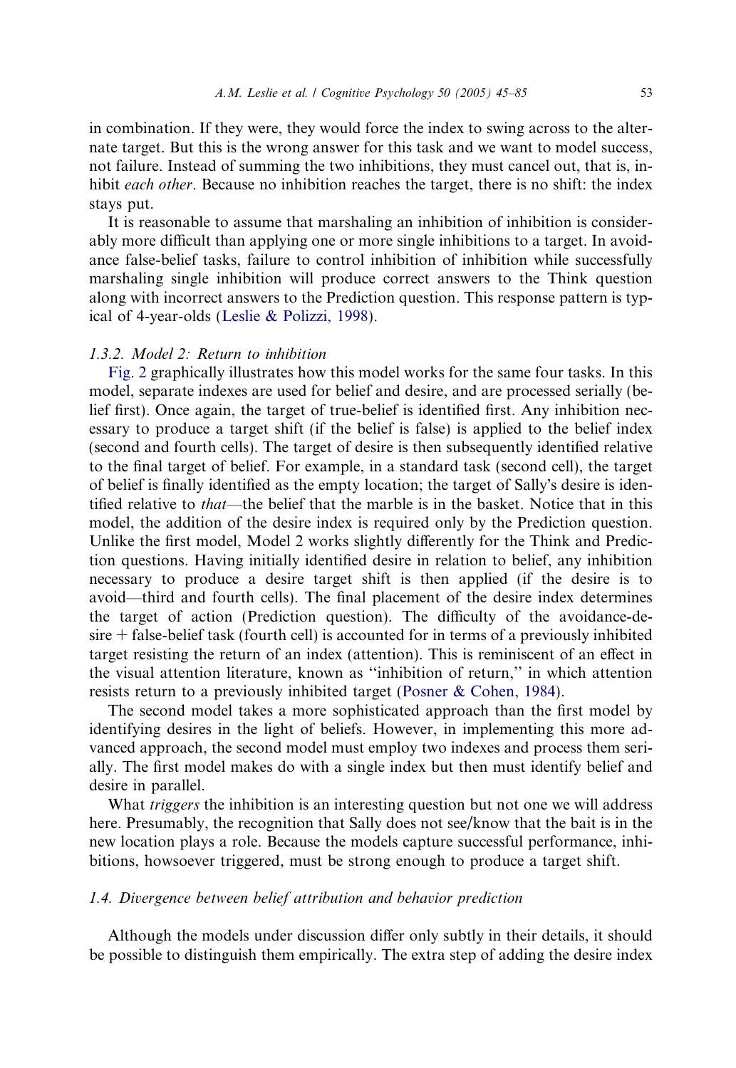in combination. If they were, they would force the index to swing across to the alternate target. But this is the wrong answer for this task and we want to model success, not failure. Instead of summing the two inhibitions, they must cancel out, that is, inhibit *each other*. Because no inhibition reaches the target, there is no shift: the index stays put.

It is reasonable to assume that marshaling an inhibition of inhibition is considerably more difficult than applying one or more single inhibitions to a target. In avoidance false-belief tasks, failure to control inhibition of inhibition while successfully marshaling single inhibition will produce correct answers to the Think question along with incorrect answers to the Prediction question. This response pattern is typical of 4-year-olds (Leslie & Polizzi, 1998).

#### *1.3.2. Model 2: Return to inhibition*

Fig. 2 graphically illustrates how this model works for the same four tasks. In this model, separate indexes are used for belief and desire, and are processed serially (belief first). Once again, the target of true-belief is identified first. Any inhibition necessary to produce a target shift (if the belief is false) is applied to the belief index (second and fourth cells). The target of desire is then subsequently identified relative to the final target of belief. For example, in a standard task (second cell), the target of belief is finally identified as the empty location; the target of Sally's desire is identified relative to *that*—the belief that the marble is in the basket. Notice that in this model, the addition of the desire index is required only by the Prediction question. Unlike the first model, Model 2 works slightly differently for the Think and Prediction questions. Having initially identified desire in relation to belief, any inhibition necessary to produce a desire target shift is then applied (if the desire is to avoid—third and fourth cells). The final placement of the desire index determines the target of action (Prediction question). The difficulty of the avoidance-desire + false-belief task (fourth cell) is accounted for in terms of a previously inhibited target resisting the return of an index (attention). This is reminiscent of an effect in the visual attention literature, known as "inhibition of return," in which attention resists return to a previously inhibited target (Posner & Cohen, 1984).

The second model takes a more sophisticated approach than the first model by identifying desires in the light of beliefs. However, in implementing this more advanced approach, the second model must employ two indexes and process them serially. The first model makes do with a single index but then must identify belief and desire in parallel.

What *triggers* the inhibition is an interesting question but not one we will address here. Presumably, the recognition that Sally does not see/know that the bait is in the new location plays a role. Because the models capture successful performance, inhibitions, howsoever triggered, must be strong enough to produce a target shift.

### *1.4. Divergence between belief attribution and behavior prediction*

Although the models under discussion differ only subtly in their details, it should be possible to distinguish them empirically. The extra step of adding the desire index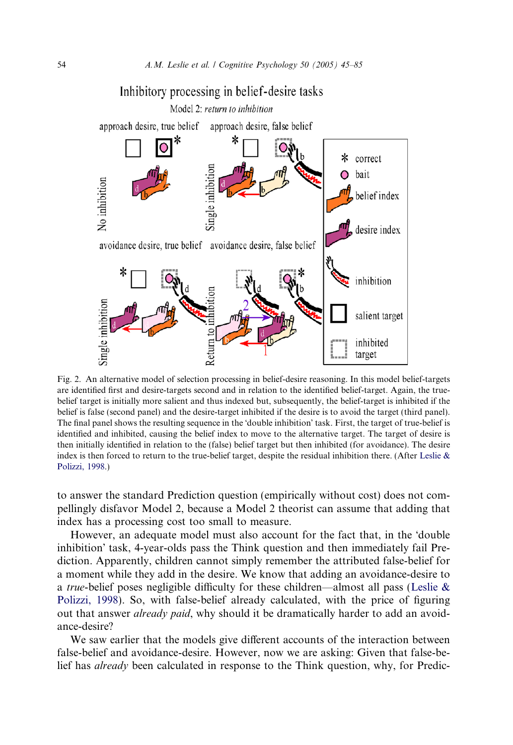Inhibitory processing in belief-desire tasks

Model 2: *return to inhibition*

approach desire, true belief

approach desire, false belief

No inhibition

Single inhibition

avoidance desire, true belief

avoidance desire, false belief

Single inhibition

Return to inhibition

* correct

bait

belief index

desire index

inhibition

salient target

inhibited target

Fig. 2. An alternative model of selection processing in belief-desire reasoning. In this model belief-targets are identified first and desire-targets second and in relation to the identified belief-target. Again, the true-belief target is initially more salient and thus indexed but, subsequently, the belief-target is inhibited if the belief is false (second panel) and the desire-target inhibited if the desire is to avoid the target (third panel). The final panel shows the resulting sequence in the 'double inhibition' task. First, the target of true-belief is identified and inhibited, causing the belief index to move to the alternative target. The target of desire is then initially identified in relation to the (false) belief target but then inhibited (for avoidance). The desire index is then forced to return to the true-belief target, despite the residual inhibition there. (After Leslie & Polizzi, 1998.)

to answer the standard Prediction question (empirically without cost) does not compellingly disfavor Model 2, because a Model 2 theorist can assume that adding that index has a processing cost too small to measure.

However, an adequate model must also account for the fact that, in the 'double inhibition' task, 4-year-olds pass the Think question and then immediately fail Prediction. Apparently, children cannot simply remember the attributed false-belief for a moment while they add in the desire. We know that adding an avoidance-desire to a *true*-belief poses negligible difficulty for these children—almost all pass (Leslie & Polizzi, 1998). So, with false-belief already calculated, with the price of figuring out that answer *already paid*, why should it be dramatically harder to add an avoidance-desire?

We saw earlier that the models give different accounts of the interaction between false-belief and avoidance-desire. However, now we are asking: Given that false-belief has *already* been calculated in response to the Think question, why, for Predic-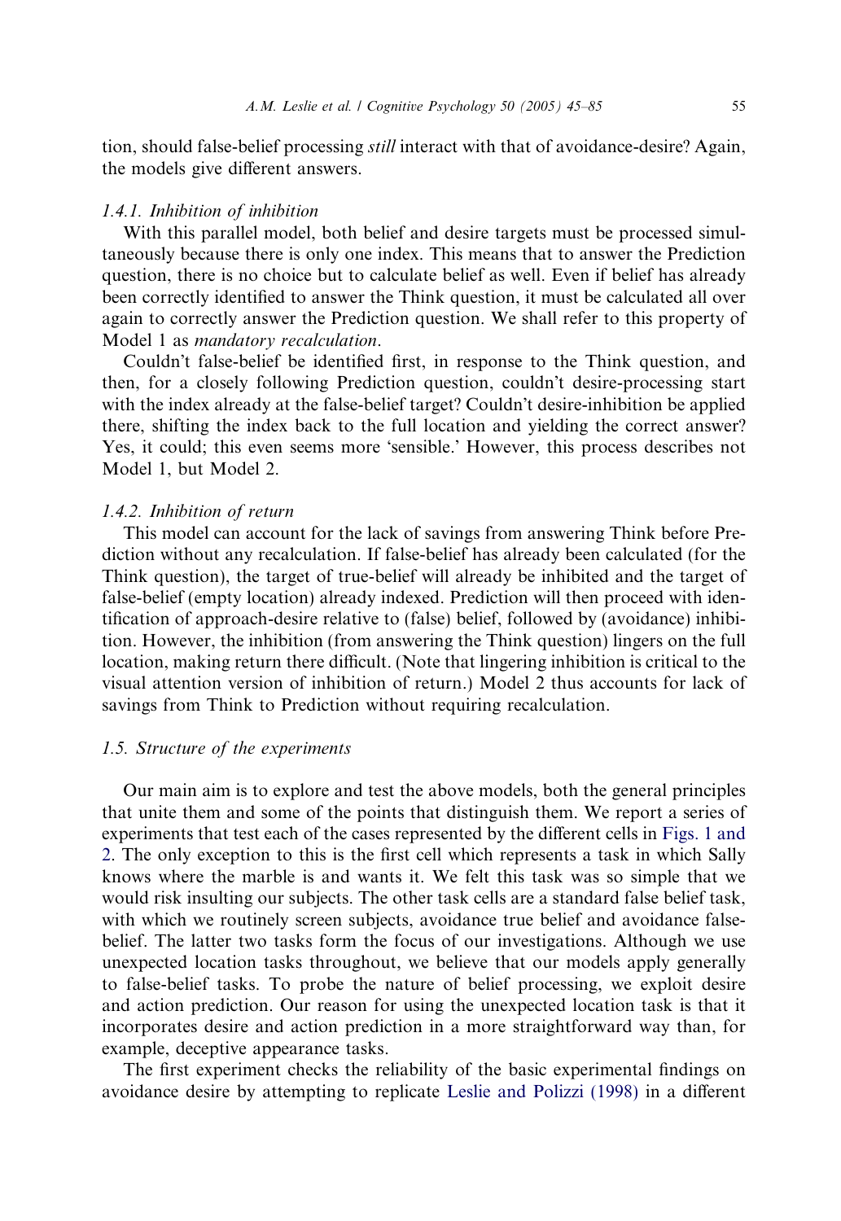tion, should false-belief processing *still* interact with that of avoidance-desire? Again, the models give different answers.

### 1.4.1. Inhibition of inhibition

With this parallel model, both belief and desire targets must be processed simultaneously because there is only one index. This means that to answer the Prediction question, there is no choice but to calculate belief as well. Even if belief has already been correctly identified to answer the Think question, it must be calculated all over again to correctly answer the Prediction question. We shall refer to this property of Model 1 as *mandatory recalculation*.

Couldn't false-belief be identified first, in response to the Think question, and then, for a closely following Prediction question, couldn't desire-processing start with the index already at the false-belief target? Couldn't desire-inhibition be applied there, shifting the index back to the full location and yielding the correct answer? Yes, it could; this even seems more 'sensible.' However, this process describes not Model 1, but Model 2.

### 1.4.2. Inhibition of return

This model can account for the lack of savings from answering Think before Prediction without any recalculation. If false-belief has already been calculated (for the Think question), the target of true-belief will already be inhibited and the target of false-belief (empty location) already indexed. Prediction will then proceed with identification of approach-desire relative to (false) belief, followed by (avoidance) inhibition. However, the inhibition (from answering the Think question) lingers on the full location, making return there difficult. (Note that lingering inhibition is critical to the visual attention version of inhibition of return.) Model 2 thus accounts for lack of savings from Think to Prediction without requiring recalculation.

## 1.5. Structure of the experiments

Our main aim is to explore and test the above models, both the general principles that unite them and some of the points that distinguish them. We report a series of experiments that test each of the cases represented by the different cells in Figs. 1 and 2. The only exception to this is the first cell which represents a task in which Sally knows where the marble is and wants it. We felt this task was so simple that we would risk insulting our subjects. The other task cells are a standard false belief task, with which we routinely screen subjects, avoidance true belief and avoidance false-belief. The latter two tasks form the focus of our investigations. Although we use unexpected location tasks throughout, we believe that our models apply generally to false-belief tasks. To probe the nature of belief processing, we exploit desire and action prediction. Our reason for using the unexpected location task is that it incorporates desire and action prediction in a more straightforward way than, for example, deceptive appearance tasks.

The first experiment checks the reliability of the basic experimental findings on avoidance desire by attempting to replicate Leslie and Polizzi (1998) in a different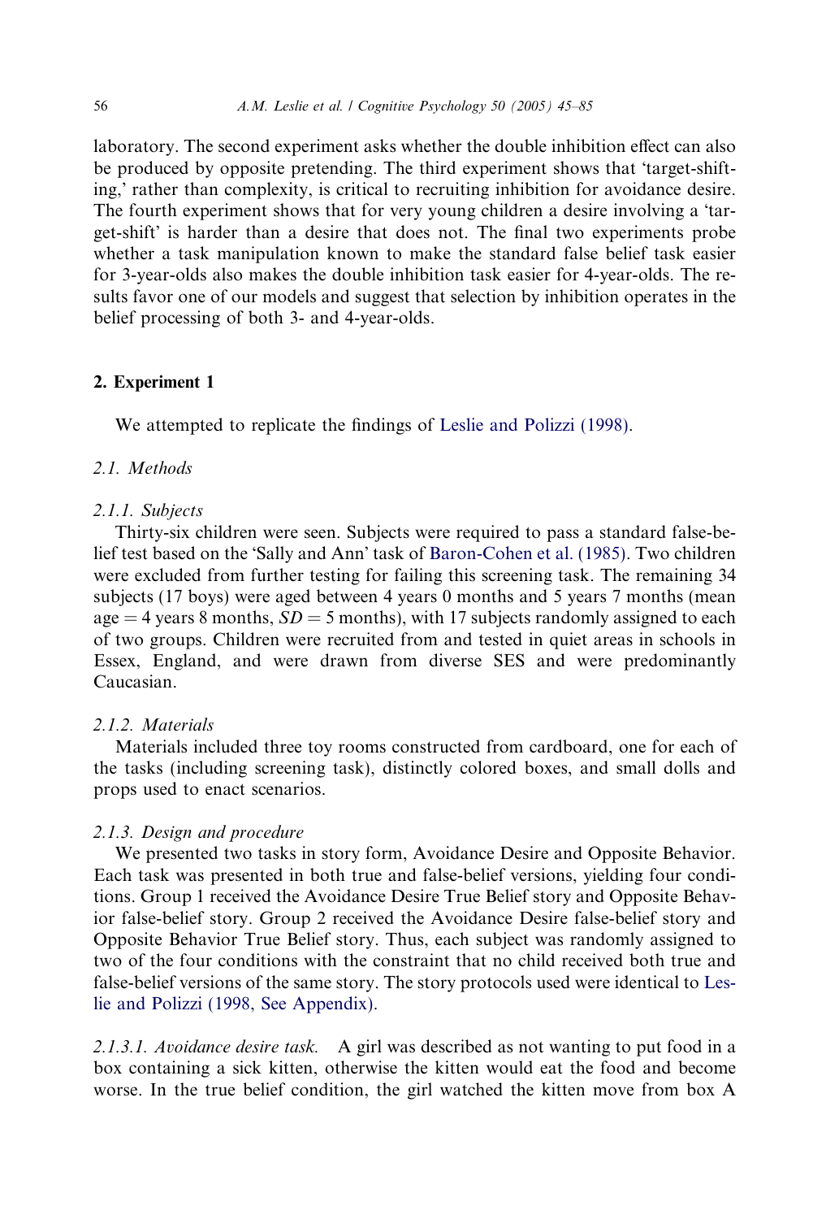laboratory. The second experiment asks whether the double inhibition effect can also be produced by opposite pretending. The third experiment shows that 'target-shifting,' rather than complexity, is critical to recruiting inhibition for avoidance desire. The fourth experiment shows that for very young children a desire involving a 'target-shift' is harder than a desire that does not. The final two experiments probe whether a task manipulation known to make the standard false belief task easier for 3-year-olds also makes the double inhibition task easier for 4-year-olds. The results favor one of our models and suggest that selection by inhibition operates in the belief processing of both 3- and 4-year-olds.

## 2. Experiment 1

We attempted to replicate the findings of Leslie and Polizzi (1998).

### 2.1. Methods

#### 2.1.1. Subjects

Thirty-six children were seen. Subjects were required to pass a standard false-belief test based on the 'Sally and Ann' task of Baron-Cohen et al. (1985). Two children were excluded from further testing for failing this screening task. The remaining 34 subjects (17 boys) were aged between 4 years 0 months and 5 years 7 months (mean age = 4 years 8 months, $SD = 5$ months), with 17 subjects randomly assigned to each of two groups. Children were recruited from and tested in quiet areas in schools in Essex, England, and were drawn from diverse SES and were predominantly Caucasian.

#### 2.1.2. Materials

Materials included three toy rooms constructed from cardboard, one for each of the tasks (including screening task), distinctly colored boxes, and small dolls and props used to enact scenarios.

#### 2.1.3. Design and procedure

We presented two tasks in story form, Avoidance Desire and Opposite Behavior. Each task was presented in both true and false-belief versions, yielding four conditions. Group 1 received the Avoidance Desire True Belief story and Opposite Behavior false-belief story. Group 2 received the Avoidance Desire false-belief story and Opposite Behavior True Belief story. Thus, each subject was randomly assigned to two of the four conditions with the constraint that no child received both true and false-belief versions of the same story. The story protocols used were identical to Leslie and Polizzi (1998, See Appendix).

*2.1.3.1. Avoidance desire task.* A girl was described as not wanting to put food in a box containing a sick kitten, otherwise the kitten would eat the food and become worse. In the true belief condition, the girl watched the kitten move from box A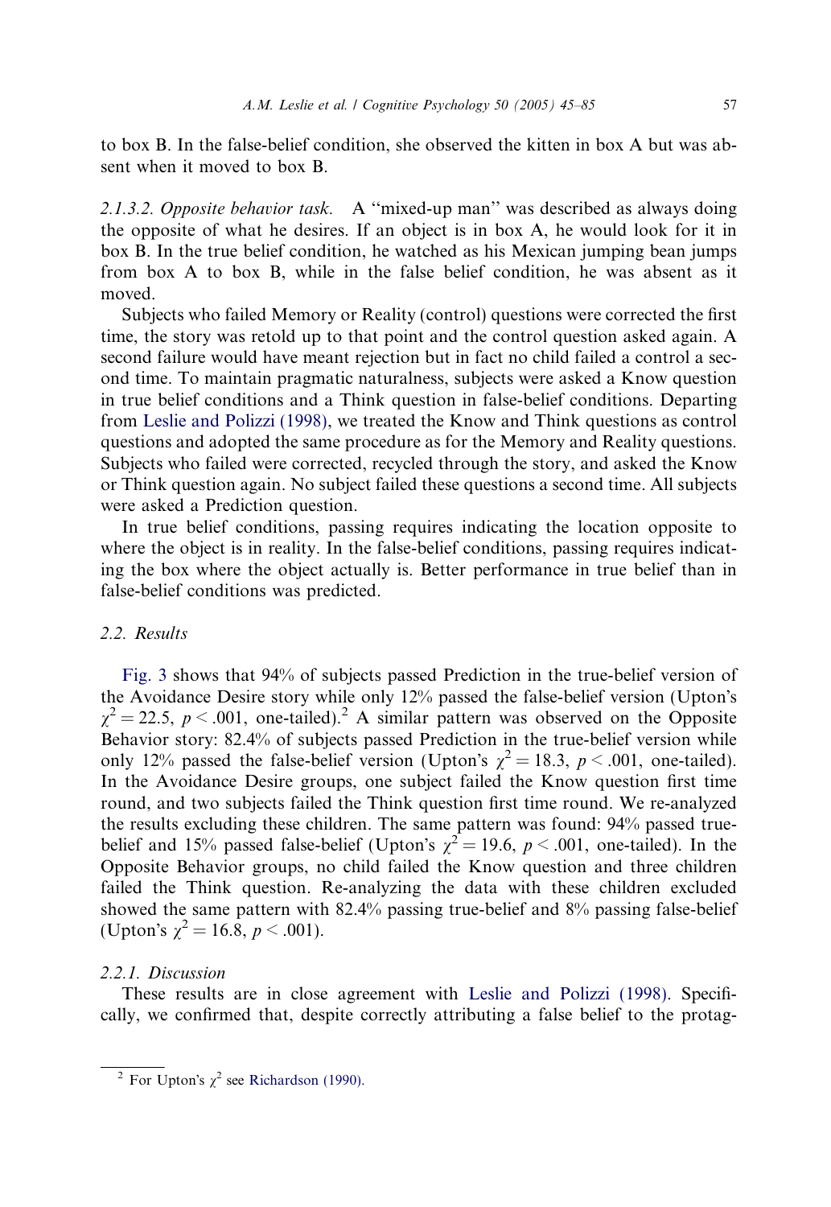to box B. In the false-belief condition, she observed the kitten in box A but was absent when it moved to box B.

*2.1.3.2. Opposite behavior task.* A ''mixed-up man'' was described as always doing the opposite of what he desires. If an object is in box A, he would look for it in box B. In the true belief condition, he watched as his Mexican jumping bean jumps from box A to box B, while in the false belief condition, he was absent as it moved.

Subjects who failed Memory or Reality (control) questions were corrected the first time, the story was retold up to that point and the control question asked again. A second failure would have meant rejection but in fact no child failed a control a second time. To maintain pragmatic naturalness, subjects were asked a Know question in true belief conditions and a Think question in false-belief conditions. Departing from Leslie and Polizzi (1998), we treated the Know and Think questions as control questions and adopted the same procedure as for the Memory and Reality questions. Subjects who failed were corrected, recycled through the story, and asked the Know or Think question again. No subject failed these questions a second time. All subjects were asked a Prediction question.

In true belief conditions, passing requires indicating the location opposite to where the object is in reality. In the false-belief conditions, passing requires indicating the box where the object actually is. Better performance in true belief than in false-belief conditions was predicted.

## 2.2. Results

Fig. 3 shows that 94% of subjects passed Prediction in the true-belief version of the Avoidance Desire story while only 12% passed the false-belief version (Upton's $\chi^2 = 22.5$, $p < .001$, one-tailed).[2] A similar pattern was observed on the Opposite Behavior story: 82.4% of subjects passed Prediction in the true-belief version while only 12% passed the false-belief version (Upton's $\chi^2 = 18.3$, $p < .001$, one-tailed). In the Avoidance Desire groups, one subject failed the Know question first time round, and two subjects failed the Think question first time round. We re-analyzed the results excluding these children. The same pattern was found: 94% passed true-belief and 15% passed false-belief (Upton's $\chi^2 = 19.6$, $p < .001$, one-tailed). In the Opposite Behavior groups, no child failed the Know question and three children failed the Think question. Re-analyzing the data with these children excluded showed the same pattern with 82.4% passing true-belief and 8% passing false-belief (Upton's $\chi^2 = 16.8$, $p < .001$).

### 2.2.1. Discussion

These results are in close agreement with Leslie and Polizzi (1998). Specifically, we confirmed that, despite correctly attributing a false belief to the protag-

[2] For Upton's $\chi^2$ see Richardson (1990).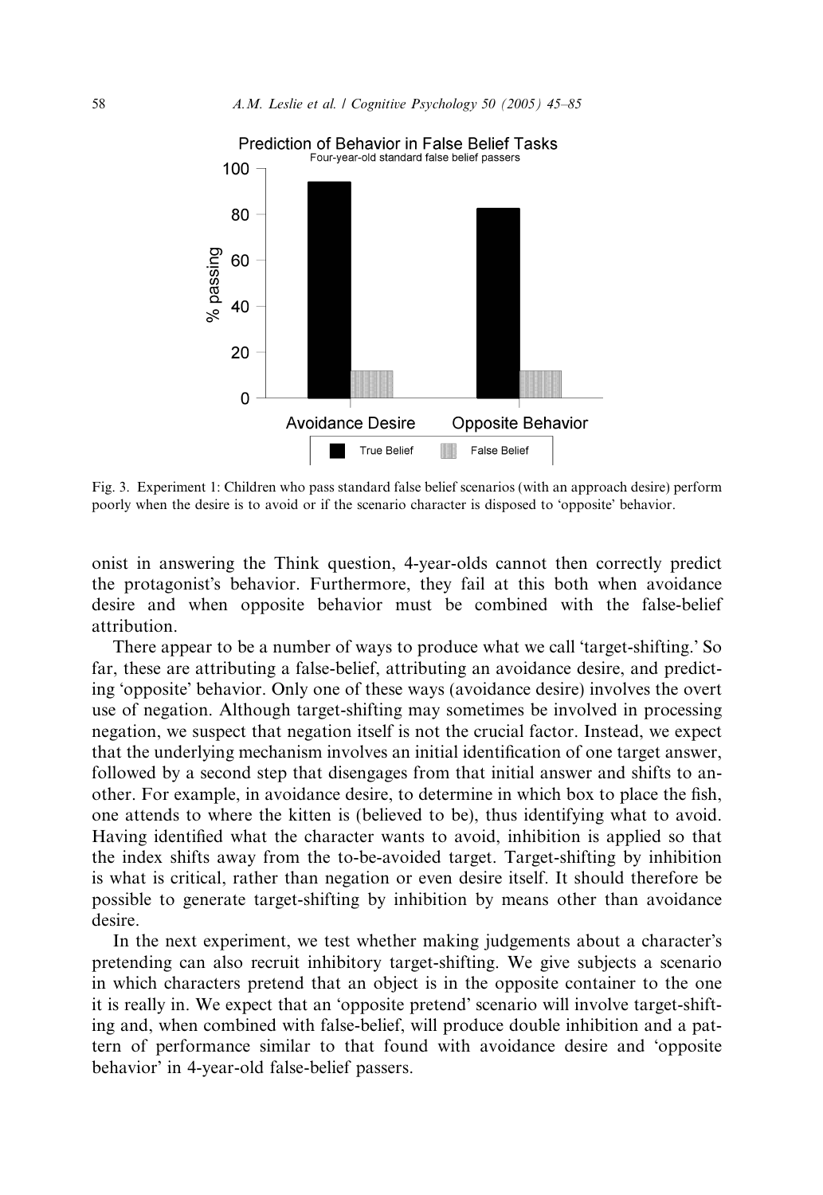Prediction of Behavior in False Belief Tasks

Four-year-old standard false belief passers

100

80

60

40

20

0

% passing

Avoidance Desire

Opposite Behavior

True Belief

False Belief

Fig. 3. Experiment 1: Children who pass standard false belief scenarios (with an approach desire) perform poorly when the desire is to avoid or if the scenario character is disposed to 'opposite' behavior.

onist in answering the Think question, 4-year-olds cannot then correctly predict the protagonist's behavior. Furthermore, they fail at this both when avoidance desire and when opposite behavior must be combined with the false-belief attribution.

There appear to be a number of ways to produce what we call 'target-shifting.' So far, these are attributing a false-belief, attributing an avoidance desire, and predicting 'opposite' behavior. Only one of these ways (avoidance desire) involves the overt use of negation. Although target-shifting may sometimes be involved in processing negation, we suspect that negation itself is not the crucial factor. Instead, we expect that the underlying mechanism involves an initial identification of one target answer, followed by a second step that disengages from that initial answer and shifts to another. For example, in avoidance desire, to determine in which box to place the fish, one attends to where the kitten is (believed to be), thus identifying what to avoid. Having identified what the character wants to avoid, inhibition is applied so that the index shifts away from the to-be-avoided target. Target-shifting by inhibition is what is critical, rather than negation or even desire itself. It should therefore be possible to generate target-shifting by inhibition by means other than avoidance desire.

In the next experiment, we test whether making judgements about a character's pretending can also recruit inhibitory target-shifting. We give subjects a scenario in which characters pretend that an object is in the opposite container to the one it is really in. We expect that an 'opposite pretend' scenario will involve target-shifting and, when combined with false-belief, will produce double inhibition and a pattern of performance similar to that found with avoidance desire and 'opposite behavior' in 4-year-old false-belief passers.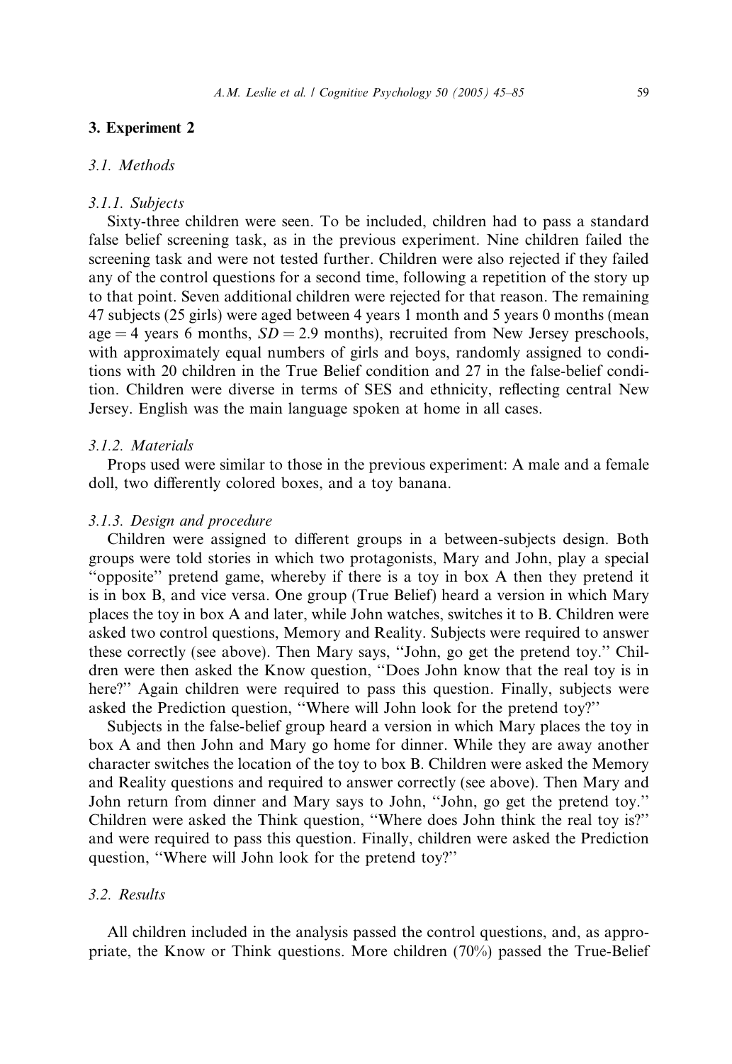## 3. Experiment 2

### 3.1. Methods

#### 3.1.1. Subjects

Sixty-three children were seen. To be included, children had to pass a standard false belief screening task, as in the previous experiment. Nine children failed the screening task and were not tested further. Children were also rejected if they failed any of the control questions for a second time, following a repetition of the story up to that point. Seven additional children were rejected for that reason. The remaining 47 subjects (25 girls) were aged between 4 years 1 month and 5 years 0 months (mean age = 4 years 6 months, $SD = 2.9$ months), recruited from New Jersey preschools, with approximately equal numbers of girls and boys, randomly assigned to conditions with 20 children in the True Belief condition and 27 in the false-belief condition. Children were diverse in terms of SES and ethnicity, reflecting central New Jersey. English was the main language spoken at home in all cases.

#### 3.1.2. Materials

Props used were similar to those in the previous experiment: A male and a female doll, two differently colored boxes, and a toy banana.

#### 3.1.3. Design and procedure

Children were assigned to different groups in a between-subjects design. Both groups were told stories in which two protagonists, Mary and John, play a special "opposite" pretend game, whereby if there is a toy in box A then they pretend it is in box B, and vice versa. One group (True Belief) heard a version in which Mary places the toy in box A and later, while John watches, switches it to B. Children were asked two control questions, Memory and Reality. Subjects were required to answer these correctly (see above). Then Mary says, "John, go get the pretend toy." Children were then asked the Know question, "Does John know that the real toy is in here?" Again children were required to pass this question. Finally, subjects were asked the Prediction question, "Where will John look for the pretend toy?"

Subjects in the false-belief group heard a version in which Mary places the toy in box A and then John and Mary go home for dinner. While they are away another character switches the location of the toy to box B. Children were asked the Memory and Reality questions and required to answer correctly (see above). Then Mary and John return from dinner and Mary says to John, "John, go get the pretend toy." Children were asked the Think question, "Where does John think the real toy is?" and were required to pass this question. Finally, children were asked the Prediction question, "Where will John look for the pretend toy?"

### 3.2. Results

All children included in the analysis passed the control questions, and, as appropriate, the Know or Think questions. More children (70%) passed the True-Belief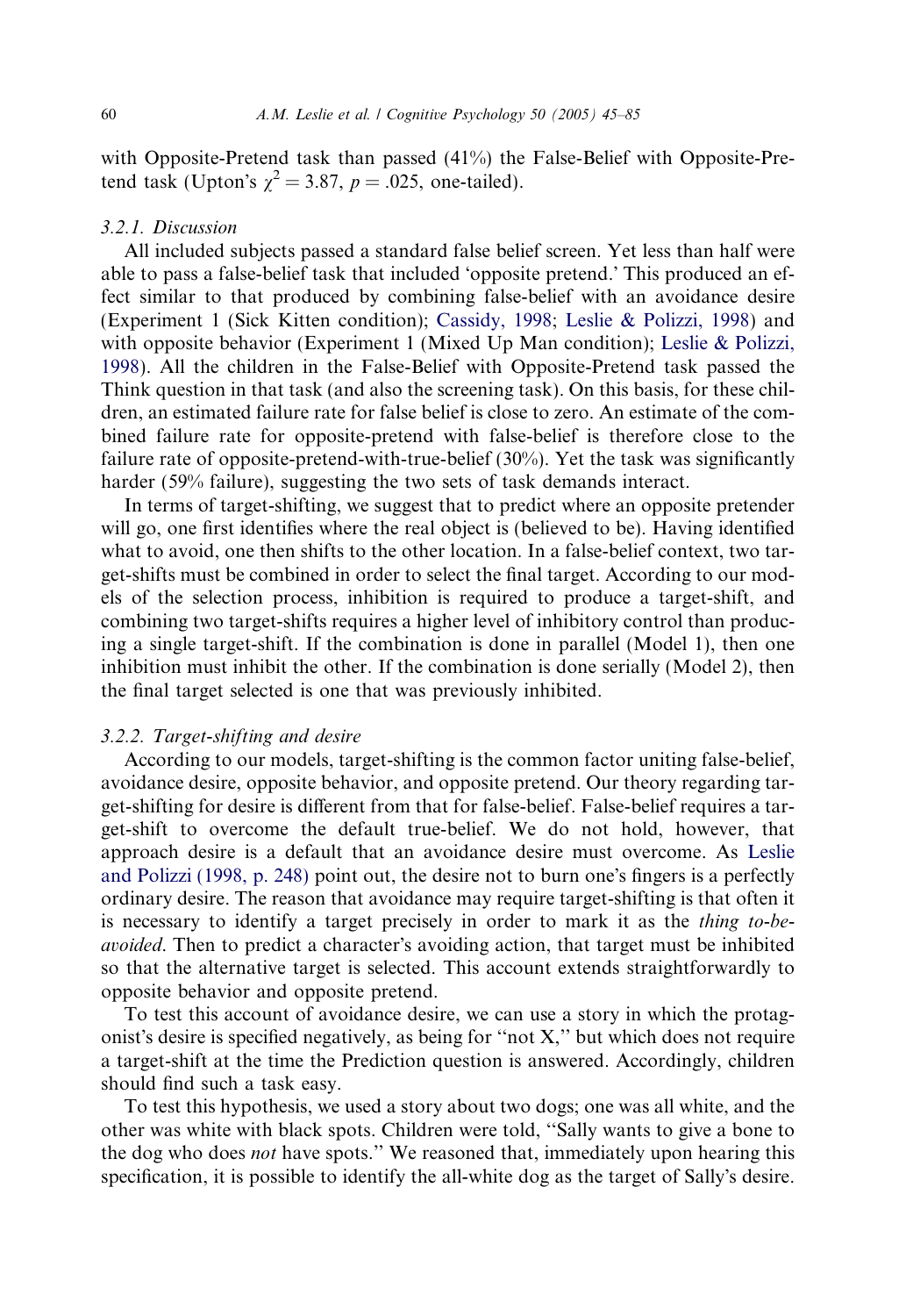with Opposite-Pretend task than passed (41%) the False-Belief with Opposite-Pretend task (Upton's $\chi^2 = 3.87$, $p = .025$, one-tailed).

### 3.2.1. Discussion

All included subjects passed a standard false belief screen. Yet less than half were able to pass a false-belief task that included 'opposite pretend.' This produced an effect similar to that produced by combining false-belief with an avoidance desire (Experiment 1 (Sick Kitten condition); Cassidy, 1998; Leslie & Polizzi, 1998) and with opposite behavior (Experiment 1 (Mixed Up Man condition); Leslie & Polizzi, 1998). All the children in the False-Belief with Opposite-Pretend task passed the Think question in that task (and also the screening task). On this basis, for these children, an estimated failure rate for false belief is close to zero. An estimate of the combined failure rate for opposite-pretend with false-belief is therefore close to the failure rate of opposite-pretend-with-true-belief (30%). Yet the task was significantly harder (59% failure), suggesting the two sets of task demands interact.

In terms of target-shifting, we suggest that to predict where an opposite pretender will go, one first identifies where the real object is (believed to be). Having identified what to avoid, one then shifts to the other location. In a false-belief context, two target-shifts must be combined in order to select the final target. According to our models of the selection process, inhibition is required to produce a target-shift, and combining two target-shifts requires a higher level of inhibitory control than producing a single target-shift. If the combination is done in parallel (Model 1), then one inhibition must inhibit the other. If the combination is done serially (Model 2), then the final target selected is one that was previously inhibited.

### 3.2.2. Target-shifting and desire

According to our models, target-shifting is the common factor uniting false-belief, avoidance desire, opposite behavior, and opposite pretend. Our theory regarding target-shifting for desire is different from that for false-belief. False-belief requires a target-shift to overcome the default true-belief. We do not hold, however, that approach desire is a default that an avoidance desire must overcome. As Leslie and Polizzi (1998, p. 248) point out, the desire not to burn one's fingers is a perfectly ordinary desire. The reason that avoidance may require target-shifting is that often it is necessary to identify a target precisely in order to mark it as the *thing to-be-avoided*. Then to predict a character's avoiding action, that target must be inhibited so that the alternative target is selected. This account extends straightforwardly to opposite behavior and opposite pretend.

To test this account of avoidance desire, we can use a story in which the protagonist's desire is specified negatively, as being for "not X," but which does not require a target-shift at the time the Prediction question is answered. Accordingly, children should find such a task easy.

To test this hypothesis, we used a story about two dogs; one was all white, and the other was white with black spots. Children were told, "Sally wants to give a bone to the dog who does *not* have spots." We reasoned that, immediately upon hearing this specification, it is possible to identify the all-white dog as the target of Sally's desire.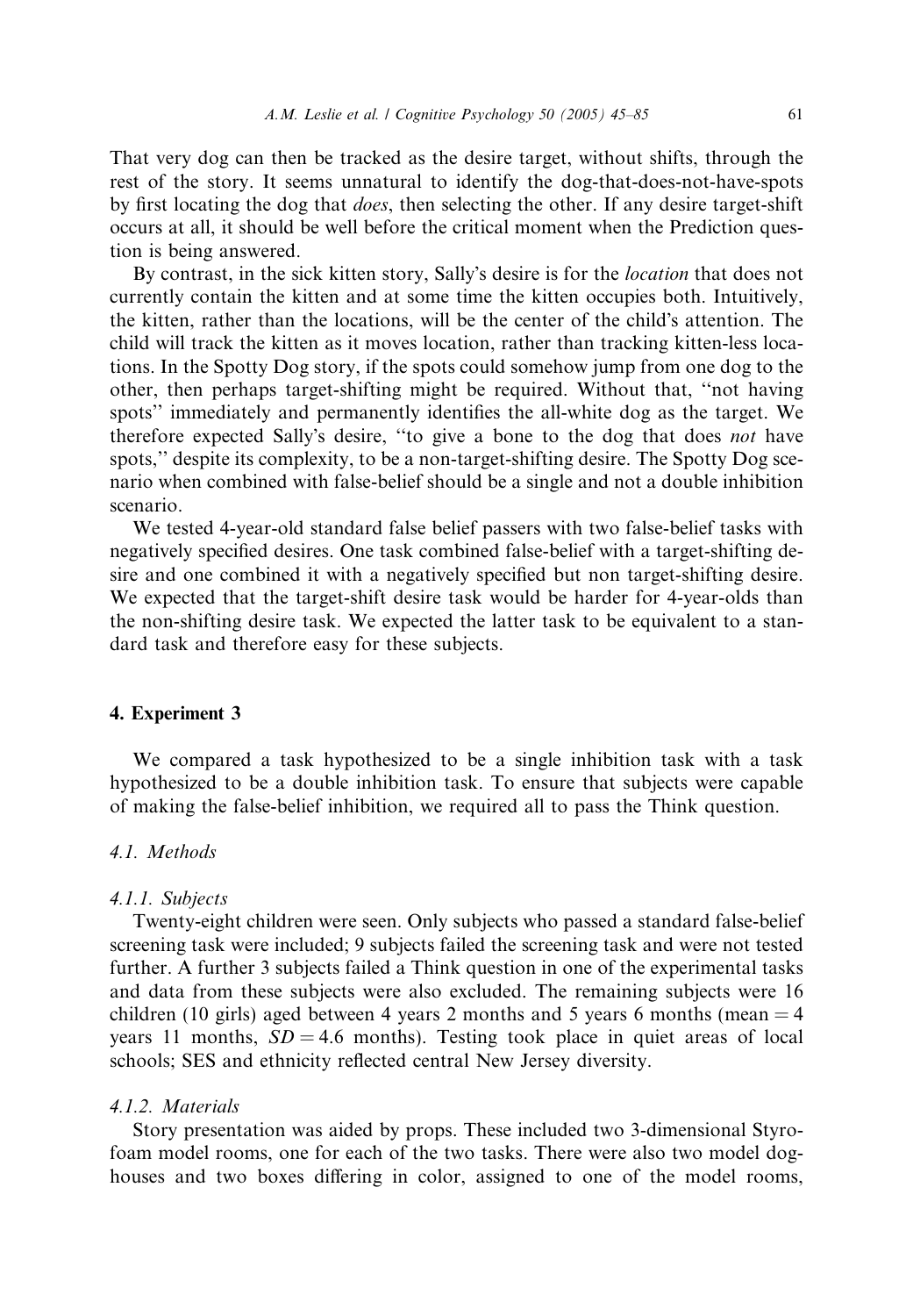That very dog can then be tracked as the desire target, without shifts, through the rest of the story. It seems unnatural to identify the dog-that-does-not-have-spots by first locating the dog that *does*, then selecting the other. If any desire target-shift occurs at all, it should be well before the critical moment when the Prediction question is being answered.

By contrast, in the sick kitten story, Sally's desire is for the *location* that does not currently contain the kitten and at some time the kitten occupies both. Intuitively, the kitten, rather than the locations, will be the center of the child's attention. The child will track the kitten as it moves location, rather than tracking kitten-less locations. In the Spotty Dog story, if the spots could somehow jump from one dog to the other, then perhaps target-shifting might be required. Without that, "not having spots" immediately and permanently identifies the all-white dog as the target. We therefore expected Sally's desire, "to give a bone to the dog that does *not* have spots," despite its complexity, to be a non-target-shifting desire. The Spotty Dog scenario when combined with false-belief should be a single and not a double inhibition scenario.

We tested 4-year-old standard false belief passers with two false-belief tasks with negatively specified desires. One task combined false-belief with a target-shifting desire and one combined it with a negatively specified but non target-shifting desire. We expected that the target-shift desire task would be harder for 4-year-olds than the non-shifting desire task. We expected the latter task to be equivalent to a standard task and therefore easy for these subjects.

## 4. Experiment 3

We compared a task hypothesized to be a single inhibition task with a task hypothesized to be a double inhibition task. To ensure that subjects were capable of making the false-belief inhibition, we required all to pass the Think question.

### 4.1. Methods

#### 4.1.1. Subjects

Twenty-eight children were seen. Only subjects who passed a standard false-belief screening task were included; 9 subjects failed the screening task and were not tested further. A further 3 subjects failed a Think question in one of the experimental tasks and data from these subjects were also excluded. The remaining subjects were 16 children (10 girls) aged between 4 years 2 months and 5 years 6 months (mean = 4 years 11 months, $SD = 4.6$ months). Testing took place in quiet areas of local schools; SES and ethnicity reflected central New Jersey diversity.

#### 4.1.2. Materials

Story presentation was aided by props. These included two 3-dimensional Styrofoam model rooms, one for each of the two tasks. There were also two model doghouses and two boxes differing in color, assigned to one of the model rooms,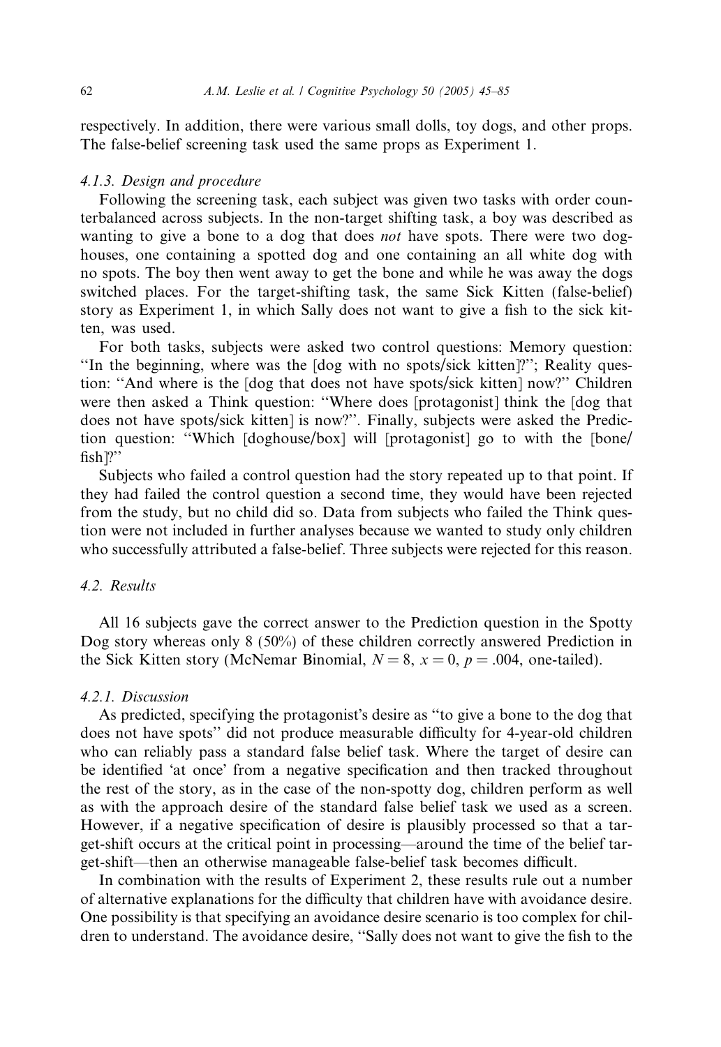respectively. In addition, there were various small dolls, toy dogs, and other props. The false-belief screening task used the same props as Experiment 1.

#### 4.1.3. Design and procedure

Following the screening task, each subject was given two tasks with order counterbalanced across subjects. In the non-target shifting task, a boy was described as wanting to give a bone to a dog that does *not* have spots. There were two doghouses, one containing a spotted dog and one containing an all white dog with no spots. The boy then went away to get the bone and while he was away the dogs switched places. For the target-shifting task, the same Sick Kitten (false-belief) story as Experiment 1, in which Sally does not want to give a fish to the sick kitten, was used.

For both tasks, subjects were asked two control questions: Memory question: "In the beginning, where was the [dog with no spots/sick kitten]?"; Reality question: "And where is the [dog that does not have spots/sick kitten] now?" Children were then asked a Think question: "Where does [protagonist] think the [dog that does not have spots/sick kitten] is now?". Finally, subjects were asked the Prediction question: "Which [doghouse/box] will [protagonist] go to with the [bone/fish]?"

Subjects who failed a control question had the story repeated up to that point. If they had failed the control question a second time, they would have been rejected from the study, but no child did so. Data from subjects who failed the Think question were not included in further analyses because we wanted to study only children who successfully attributed a false-belief. Three subjects were rejected for this reason.

### 4.2. Results

All 16 subjects gave the correct answer to the Prediction question in the Spotty Dog story whereas only 8 (50%) of these children correctly answered Prediction in the Sick Kitten story (McNemar Binomial, $N = 8$, $x = 0$, $p = .004$, one-tailed).

#### 4.2.1. Discussion

As predicted, specifying the protagonist's desire as "to give a bone to the dog that does not have spots" did not produce measurable difficulty for 4-year-old children who can reliably pass a standard false belief task. Where the target of desire can be identified 'at once' from a negative specification and then tracked throughout the rest of the story, as in the case of the non-spotty dog, children perform as well as with the approach desire of the standard false belief task we used as a screen. However, if a negative specification of desire is plausibly processed so that a target-shift occurs at the critical point in processing—around the time of the belief target-shift—then an otherwise manageable false-belief task becomes difficult.

In combination with the results of Experiment 2, these results rule out a number of alternative explanations for the difficulty that children have with avoidance desire. One possibility is that specifying an avoidance desire scenario is too complex for children to understand. The avoidance desire, "Sally does not want to give the fish to the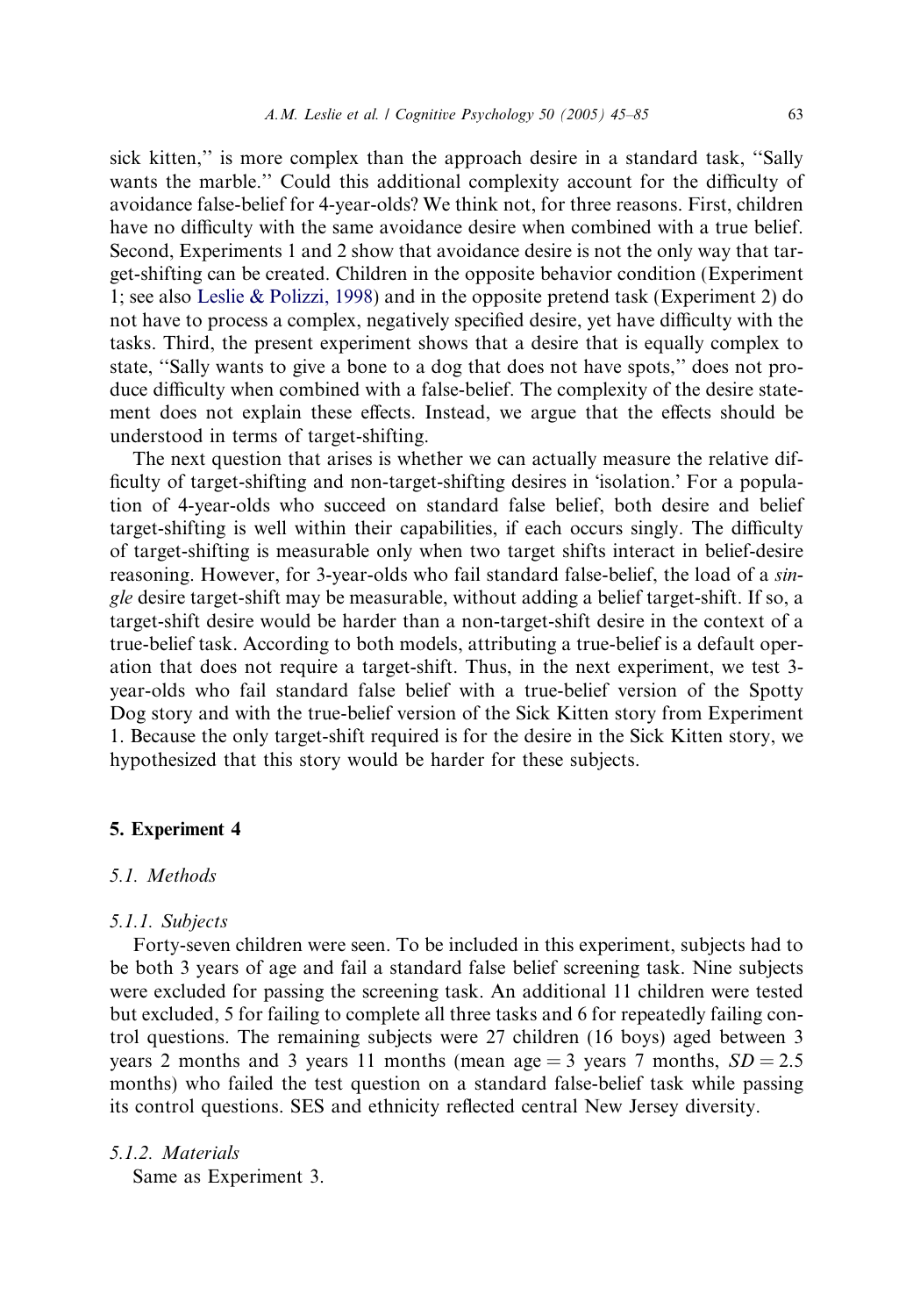sick kitten,'' is more complex than the approach desire in a standard task, ''Sally wants the marble.'' Could this additional complexity account for the difficulty of avoidance false-belief for 4-year-olds? We think not, for three reasons. First, children have no difficulty with the same avoidance desire when combined with a true belief. Second, Experiments 1 and 2 show that avoidance desire is not the only way that target-shifting can be created. Children in the opposite behavior condition (Experiment 1; see also Leslie & Polizzi, 1998) and in the opposite pretend task (Experiment 2) do not have to process a complex, negatively specified desire, yet have difficulty with the tasks. Third, the present experiment shows that a desire that is equally complex to state, ''Sally wants to give a bone to a dog that does not have spots,'' does not produce difficulty when combined with a false-belief. The complexity of the desire statement does not explain these effects. Instead, we argue that the effects should be understood in terms of target-shifting.

The next question that arises is whether we can actually measure the relative difficulty of target-shifting and non-target-shifting desires in 'isolation.' For a population of 4-year-olds who succeed on standard false belief, both desire and belief target-shifting is well within their capabilities, if each occurs singly. The difficulty of target-shifting is measurable only when two target shifts interact in belief-desire reasoning. However, for 3-year-olds who fail standard false-belief, the load of a *single* desire target-shift may be measurable, without adding a belief target-shift. If so, a target-shift desire would be harder than a non-target-shift desire in the context of a true-belief task. According to both models, attributing a true-belief is a default operation that does not require a target-shift. Thus, in the next experiment, we test 3-year-olds who fail standard false belief with a true-belief version of the Spotty Dog story and with the true-belief version of the Sick Kitten story from Experiment 1. Because the only target-shift required is for the desire in the Sick Kitten story, we hypothesized that this story would be harder for these subjects.

## 5. Experiment 4

### 5.1. Methods

#### 5.1.1. Subjects

Forty-seven children were seen. To be included in this experiment, subjects had to be both 3 years of age and fail a standard false belief screening task. Nine subjects were excluded for passing the screening task. An additional 11 children were tested but excluded, 5 for failing to complete all three tasks and 6 for repeatedly failing control questions. The remaining subjects were 27 children (16 boys) aged between 3 years 2 months and 3 years 11 months (mean age = 3 years 7 months, $SD = 2.5$ months) who failed the test question on a standard false-belief task while passing its control questions. SES and ethnicity reflected central New Jersey diversity.

#### 5.1.2. Materials

Same as Experiment 3.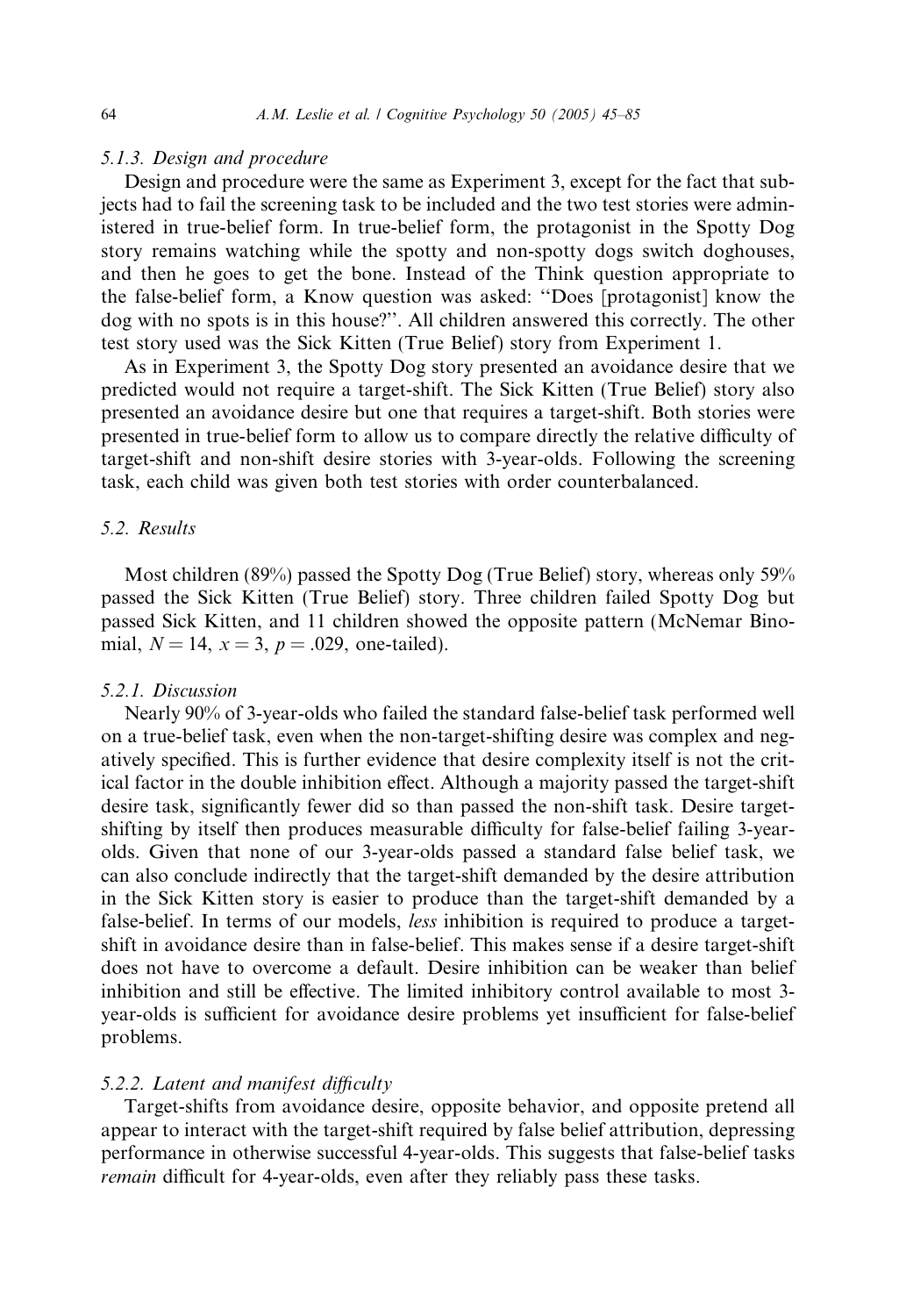#### 5.1.3. Design and procedure

Design and procedure were the same as Experiment 3, except for the fact that subjects had to fail the screening task to be included and the two test stories were administered in true-belief form. In true-belief form, the protagonist in the Spotty Dog story remains watching while the spotty and non-spotty dogs switch doghouses, and then he goes to get the bone. Instead of the Think question appropriate to the false-belief form, a Know question was asked: "Does [protagonist] know the dog with no spots is in this house?". All children answered this correctly. The other test story used was the Sick Kitten (True Belief) story from Experiment 1.

As in Experiment 3, the Spotty Dog story presented an avoidance desire that we predicted would not require a target-shift. The Sick Kitten (True Belief) story also presented an avoidance desire but one that requires a target-shift. Both stories were presented in true-belief form to allow us to compare directly the relative difficulty of target-shift and non-shift desire stories with 3-year-olds. Following the screening task, each child was given both test stories with order counterbalanced.

### 5.2. Results

Most children (89%) passed the Spotty Dog (True Belief) story, whereas only 59% passed the Sick Kitten (True Belief) story. Three children failed Spotty Dog but passed Sick Kitten, and 11 children showed the opposite pattern (McNemar Binomial, $N = 14$, $x = 3$, $p = .029$, one-tailed).

#### 5.2.1. Discussion

Nearly 90% of 3-year-olds who failed the standard false-belief task performed well on a true-belief task, even when the non-target-shifting desire was complex and negatively specified. This is further evidence that desire complexity itself is not the critical factor in the double inhibition effect. Although a majority passed the target-shift desire task, significantly fewer did so than passed the non-shift task. Desire target-shifting by itself then produces measurable difficulty for false-belief failing 3-year-olds. Given that none of our 3-year-olds passed a standard false belief task, we can also conclude indirectly that the target-shift demanded by the desire attribution in the Sick Kitten story is easier to produce than the target-shift demanded by a false-belief. In terms of our models, *less* inhibition is required to produce a target-shift in avoidance desire than in false-belief. This makes sense if a desire target-shift does not have to overcome a default. Desire inhibition can be weaker than belief inhibition and still be effective. The limited inhibitory control available to most 3-year-olds is sufficient for avoidance desire problems yet insufficient for false-belief problems.

#### 5.2.2. Latent and manifest difficulty

Target-shifts from avoidance desire, opposite behavior, and opposite pretend all appear to interact with the target-shift required by false belief attribution, depressing performance in otherwise successful 4-year-olds. This suggests that false-belief tasks *remain* difficult for 4-year-olds, even after they reliably pass these tasks.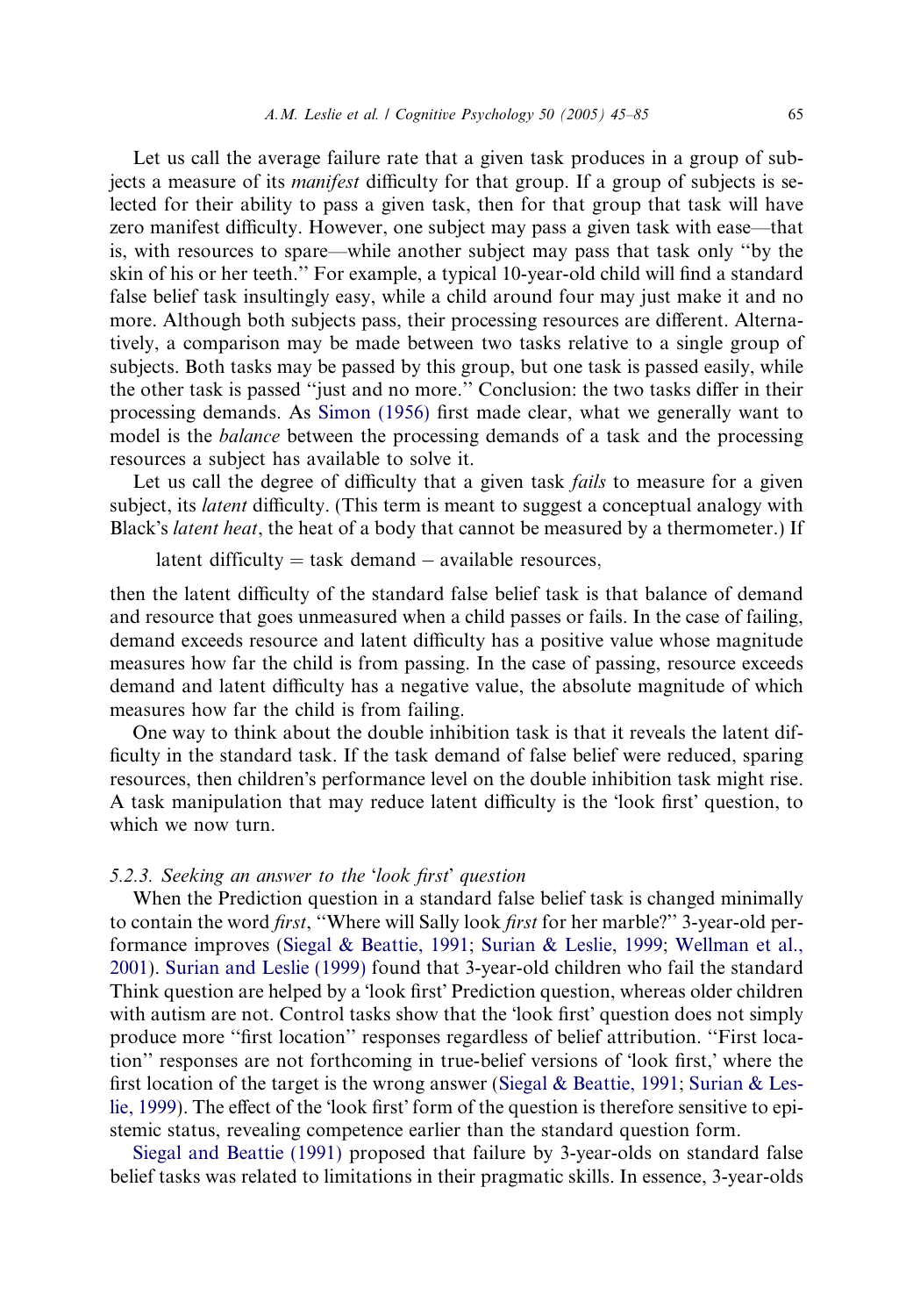Let us call the average failure rate that a given task produces in a group of subjects a measure of its *manifest* difficulty for that group. If a group of subjects is selected for their ability to pass a given task, then for that group that task will have zero manifest difficulty. However, one subject may pass a given task with ease—that is, with resources to spare—while another subject may pass that task only "by the skin of his or her teeth." For example, a typical 10-year-old child will find a standard false belief task insultingly easy, while a child around four may just make it and no more. Although both subjects pass, their processing resources are different. Alternatively, a comparison may be made between two tasks relative to a single group of subjects. Both tasks may be passed by this group, but one task is passed easily, while the other task is passed "just and no more." Conclusion: the two tasks differ in their processing demands. As Simon (1956) first made clear, what we generally want to model is the *balance* between the processing demands of a task and the processing resources a subject has available to solve it.

Let us call the degree of difficulty that a given task *fails* to measure for a given subject, its *latent* difficulty. (This term is meant to suggest a conceptual analogy with Black's *latent heat*, the heat of a body that cannot be measured by a thermometer.) If

$$\text{latent difficulty} = \text{task demand} - \text{available resources},$$

then the latent difficulty of the standard false belief task is that balance of demand and resource that goes unmeasured when a child passes or fails. In the case of failing, demand exceeds resource and latent difficulty has a positive value whose magnitude measures how far the child is from passing. In the case of passing, resource exceeds demand and latent difficulty has a negative value, the absolute magnitude of which measures how far the child is from failing.

One way to think about the double inhibition task is that it reveals the latent difficulty in the standard task. If the task demand of false belief were reduced, sparing resources, then children's performance level on the double inhibition task might rise. A task manipulation that may reduce latent difficulty is the 'look first' question, to which we now turn.

### 5.2.3. *Seeking an answer to the 'look first' question*

When the Prediction question in a standard false belief task is changed minimally to contain the word *first*, "Where will Sally look *first* for her marble?" 3-year-old performance improves (Siegal & Beattie, 1991; Surian & Leslie, 1999; Wellman et al., 2001). Surian and Leslie (1999) found that 3-year-old children who fail the standard Think question are helped by a 'look first' Prediction question, whereas older children with autism are not. Control tasks show that the 'look first' question does not simply produce more "first location" responses regardless of belief attribution. "First location" responses are not forthcoming in true-belief versions of 'look first,' where the first location of the target is the wrong answer (Siegal & Beattie, 1991; Surian & Leslie, 1999). The effect of the 'look first' form of the question is therefore sensitive to epistemic status, revealing competence earlier than the standard question form.

Siegal and Beattie (1991) proposed that failure by 3-year-olds on standard false belief tasks was related to limitations in their pragmatic skills. In essence, 3-year-olds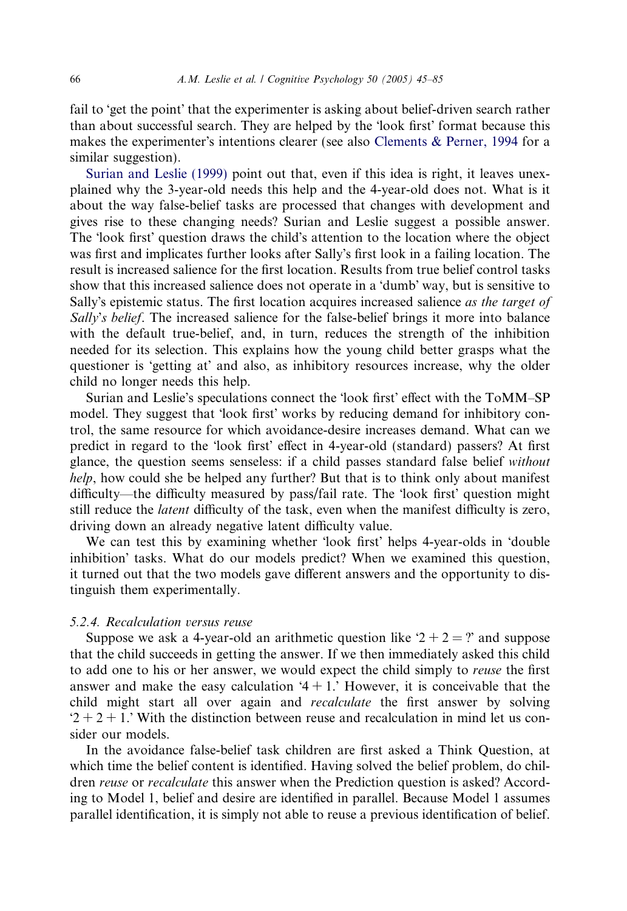fail to 'get the point' that the experimenter is asking about belief-driven search rather than about successful search. They are helped by the 'look first' format because this makes the experimenter's intentions clearer (see also Clements & Perner, 1994 for a similar suggestion).

Surian and Leslie (1999) point out that, even if this idea is right, it leaves unexplained why the 3-year-old needs this help and the 4-year-old does not. What is it about the way false-belief tasks are processed that changes with development and gives rise to these changing needs? Surian and Leslie suggest a possible answer. The 'look first' question draws the child's attention to the location where the object was first and implicates further looks after Sally's first look in a failing location. The result is increased salience for the first location. Results from true belief control tasks show that this increased salience does not operate in a 'dumb' way, but is sensitive to Sally's epistemic status. The first location acquires increased salience *as the target of Sally's belief*. The increased salience for the false-belief brings it more into balance with the default true-belief, and, in turn, reduces the strength of the inhibition needed for its selection. This explains how the young child better grasps what the questioner is 'getting at' and also, as inhibitory resources increase, why the older child no longer needs this help.

Surian and Leslie's speculations connect the 'look first' effect with the ToMM–SP model. They suggest that 'look first' works by reducing demand for inhibitory control, the same resource for which avoidance-desire increases demand. What can we predict in regard to the 'look first' effect in 4-year-old (standard) passers? At first glance, the question seems senseless: if a child passes standard false belief *without help*, how could she be helped any further? But that is to think only about manifest difficulty—the difficulty measured by pass/fail rate. The 'look first' question might still reduce the *latent* difficulty of the task, even when the manifest difficulty is zero, driving down an already negative latent difficulty value.

We can test this by examining whether 'look first' helps 4-year-olds in 'double inhibition' tasks. What do our models predict? When we examined this question, it turned out that the two models gave different answers and the opportunity to distinguish them experimentally.

### 5.2.4. Recalculation versus reuse

Suppose we ask a 4-year-old an arithmetic question like '$2 + 2 = ?$' and suppose that the child succeeds in getting the answer. If we then immediately asked this child to add one to his or her answer, we would expect the child simply to *reuse* the first answer and make the easy calculation '$4 + 1$.' However, it is conceivable that the child might start all over again and *recalculate* the first answer by solving '$2 + 2 + 1$.' With the distinction between reuse and recalculation in mind let us consider our models.

In the avoidance false-belief task children are first asked a Think Question, at which time the belief content is identified. Having solved the belief problem, do children *reuse* or *recalculate* this answer when the Prediction question is asked? According to Model 1, belief and desire are identified in parallel. Because Model 1 assumes parallel identification, it is simply not able to reuse a previous identification of belief.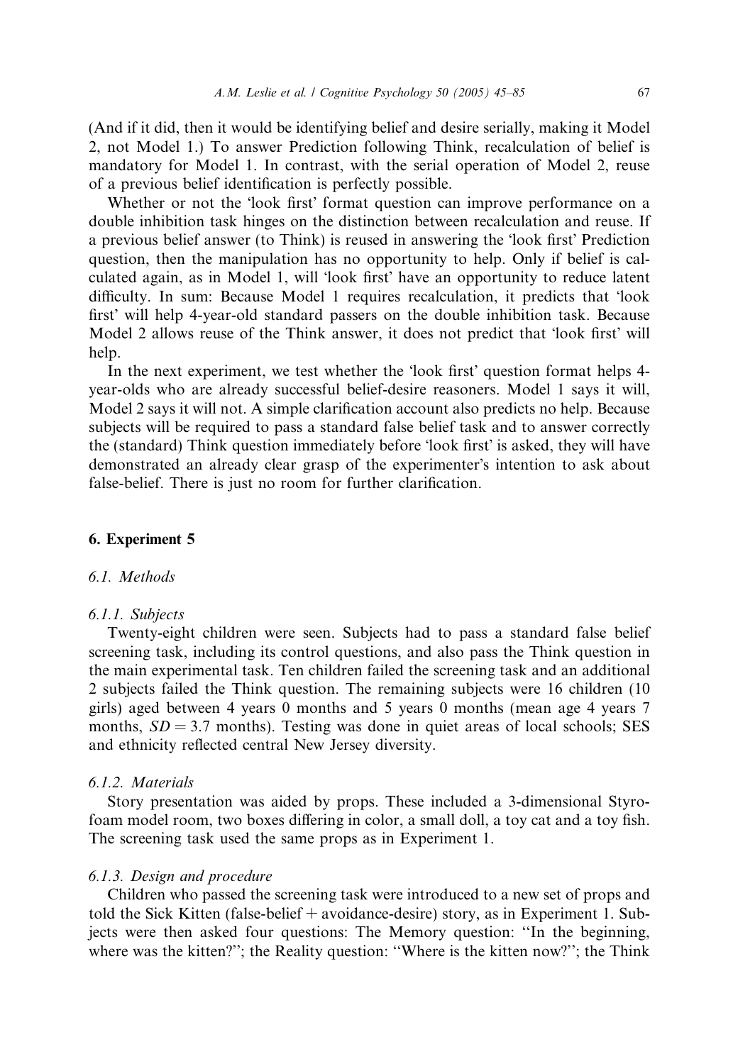(And if it did, then it would be identifying belief and desire serially, making it Model 2, not Model 1.) To answer Prediction following Think, recalculation of belief is mandatory for Model 1. In contrast, with the serial operation of Model 2, reuse of a previous belief identification is perfectly possible.

Whether or not the 'look first' format question can improve performance on a double inhibition task hinges on the distinction between recalculation and reuse. If a previous belief answer (to Think) is reused in answering the 'look first' Prediction question, then the manipulation has no opportunity to help. Only if belief is calculated again, as in Model 1, will 'look first' have an opportunity to reduce latent difficulty. In sum: Because Model 1 requires recalculation, it predicts that 'look first' will help 4-year-old standard passers on the double inhibition task. Because Model 2 allows reuse of the Think answer, it does not predict that 'look first' will help.

In the next experiment, we test whether the 'look first' question format helps 4-year-olds who are already successful belief-desire reasoners. Model 1 says it will, Model 2 says it will not. A simple clarification account also predicts no help. Because subjects will be required to pass a standard false belief task and to answer correctly the (standard) Think question immediately before 'look first' is asked, they will have demonstrated an already clear grasp of the experimenter's intention to ask about false-belief. There is just no room for further clarification.

## 6. Experiment 5

### 6.1. Methods

#### 6.1.1. Subjects

Twenty-eight children were seen. Subjects had to pass a standard false belief screening task, including its control questions, and also pass the Think question in the main experimental task. Ten children failed the screening task and an additional 2 subjects failed the Think question. The remaining subjects were 16 children (10 girls) aged between 4 years 0 months and 5 years 0 months (mean age 4 years 7 months, $SD = 3.7$ months). Testing was done in quiet areas of local schools; SES and ethnicity reflected central New Jersey diversity.

#### 6.1.2. Materials

Story presentation was aided by props. These included a 3-dimensional Styrofoam model room, two boxes differing in color, a small doll, a toy cat and a toy fish. The screening task used the same props as in Experiment 1.

#### 6.1.3. Design and procedure

Children who passed the screening task were introduced to a new set of props and told the Sick Kitten (false-belief + avoidance-desire) story, as in Experiment 1. Subjects were then asked four questions: The Memory question: "In the beginning, where was the kitten?"; the Reality question: "Where is the kitten now?"; the Think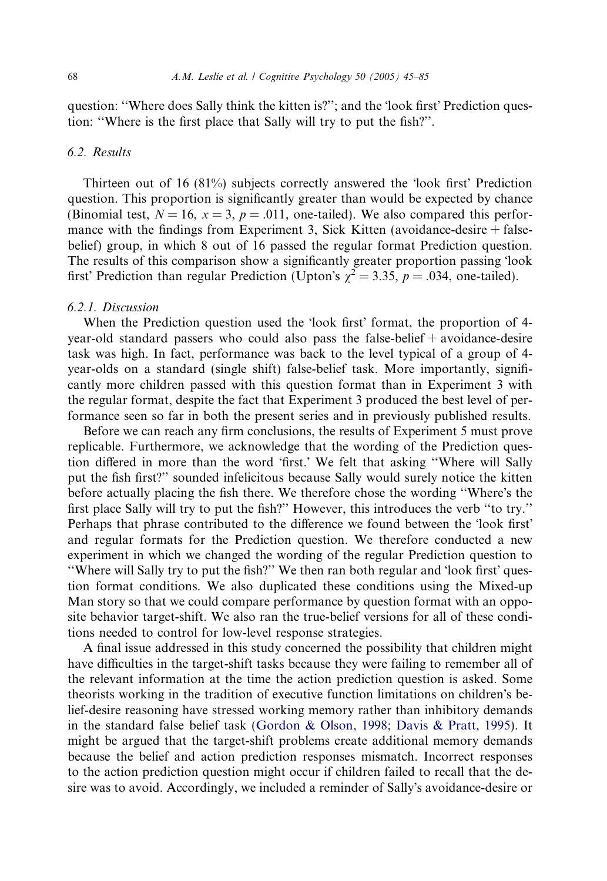question: "Where does Sally think the kitten is?"; and the 'look first' Prediction question: "Where is the first place that Sally will try to put the fish?".

### 6.2. Results

Thirteen out of 16 (81%) subjects correctly answered the 'look first' Prediction question. This proportion is significantly greater than would be expected by chance (Binomial test, $N = 16$, $x = 3$, $p = .011$, one-tailed). We also compared this performance with the findings from Experiment 3, Sick Kitten (avoidance-desire + false-belief) group, in which 8 out of 16 passed the regular format Prediction question. The results of this comparison show a significantly greater proportion passing 'look first' Prediction than regular Prediction (Upton's $\chi^2 = 3.35$, $p = .034$, one-tailed).

#### 6.2.1. Discussion

When the Prediction question used the 'look first' format, the proportion of 4-year-old standard passers who could also pass the false-belief + avoidance-desire task was high. In fact, performance was back to the level typical of a group of 4-year-olds on a standard (single shift) false-belief task. More importantly, significantly more children passed with this question format than in Experiment 3 with the regular format, despite the fact that Experiment 3 produced the best level of performance seen so far in both the present series and in previously published results.

Before we can reach any firm conclusions, the results of Experiment 5 must prove replicable. Furthermore, we acknowledge that the wording of the Prediction question differed in more than the word 'first.' We felt that asking "Where will Sally put the fish first?" sounded infelicitous because Sally would surely notice the kitten before actually placing the fish there. We therefore chose the wording "Where's the first place Sally will try to put the fish?" However, this introduces the verb "to try." Perhaps that phrase contributed to the difference we found between the 'look first' and regular formats for the Prediction question. We therefore conducted a new experiment in which we changed the wording of the regular Prediction question to "Where will Sally try to put the fish?" We then ran both regular and 'look first' question format conditions. We also duplicated these conditions using the Mixed-up Man story so that we could compare performance by question format with an opposite behavior target-shift. We also ran the true-belief versions for all of these conditions needed to control for low-level response strategies.

A final issue addressed in this study concerned the possibility that children might have difficulties in the target-shift tasks because they were failing to remember all of the relevant information at the time the action prediction question is asked. Some theorists working in the tradition of executive function limitations on children's belief-desire reasoning have stressed working memory rather than inhibitory demands in the standard false belief task (Gordon & Olson, 1998; Davis & Pratt, 1995). It might be argued that the target-shift problems create additional memory demands because the belief and action prediction responses mismatch. Incorrect responses to the action prediction question might occur if children failed to recall that the desire was to avoid. Accordingly, we included a reminder of Sally's avoidance-desire or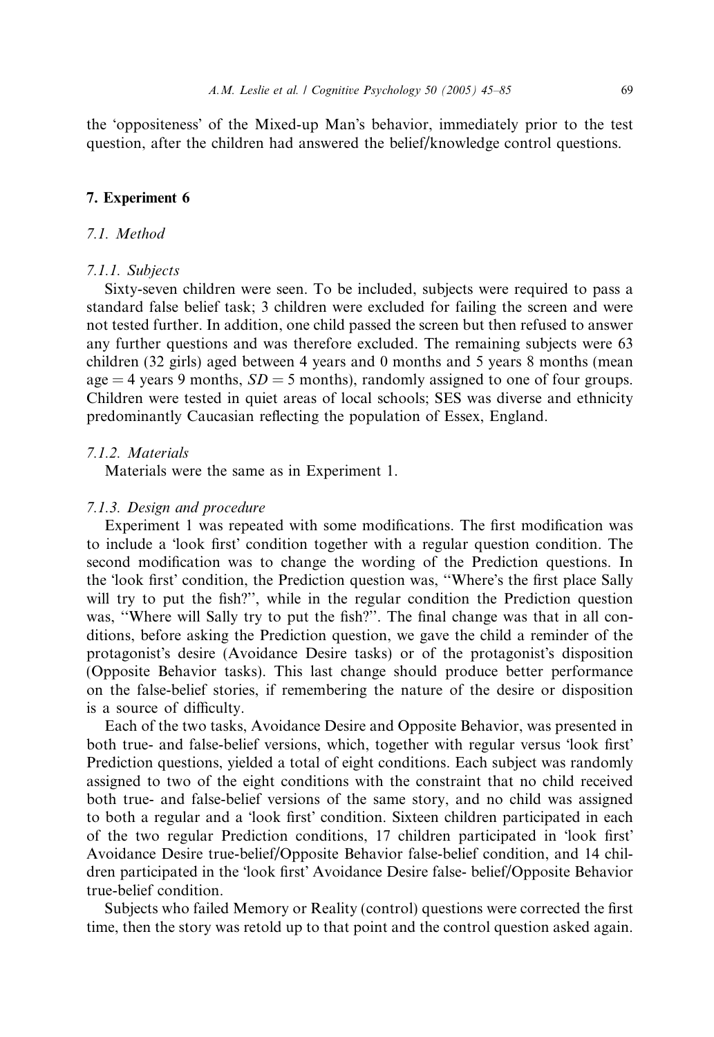the 'oppositeness' of the Mixed-up Man's behavior, immediately prior to the test question, after the children had answered the belief/knowledge control questions.

## 7. Experiment 6

### 7.1. Method

#### 7.1.1. Subjects

Sixty-seven children were seen. To be included, subjects were required to pass a standard false belief task; 3 children were excluded for failing the screen and were not tested further. In addition, one child passed the screen but then refused to answer any further questions and was therefore excluded. The remaining subjects were 63 children (32 girls) aged between 4 years and 0 months and 5 years 8 months (mean age = 4 years 9 months, $SD = 5$ months), randomly assigned to one of four groups. Children were tested in quiet areas of local schools; SES was diverse and ethnicity predominantly Caucasian reflecting the population of Essex, England.

#### 7.1.2. Materials

Materials were the same as in Experiment 1.

#### 7.1.3. Design and procedure

Experiment 1 was repeated with some modifications. The first modification was to include a 'look first' condition together with a regular question condition. The second modification was to change the wording of the Prediction questions. In the 'look first' condition, the Prediction question was, "Where's the first place Sally will try to put the fish?", while in the regular condition the Prediction question was, "Where will Sally try to put the fish?". The final change was that in all conditions, before asking the Prediction question, we gave the child a reminder of the protagonist's desire (Avoidance Desire tasks) or of the protagonist's disposition (Opposite Behavior tasks). This last change should produce better performance on the false-belief stories, if remembering the nature of the desire or disposition is a source of difficulty.

Each of the two tasks, Avoidance Desire and Opposite Behavior, was presented in both true- and false-belief versions, which, together with regular versus 'look first' Prediction questions, yielded a total of eight conditions. Each subject was randomly assigned to two of the eight conditions with the constraint that no child received both true- and false-belief versions of the same story, and no child was assigned to both a regular and a 'look first' condition. Sixteen children participated in each of the two regular Prediction conditions, 17 children participated in 'look first' Avoidance Desire true-belief/Opposite Behavior false-belief condition, and 14 children participated in the 'look first' Avoidance Desire false- belief/Opposite Behavior true-belief condition.

Subjects who failed Memory or Reality (control) questions were corrected the first time, then the story was retold up to that point and the control question asked again.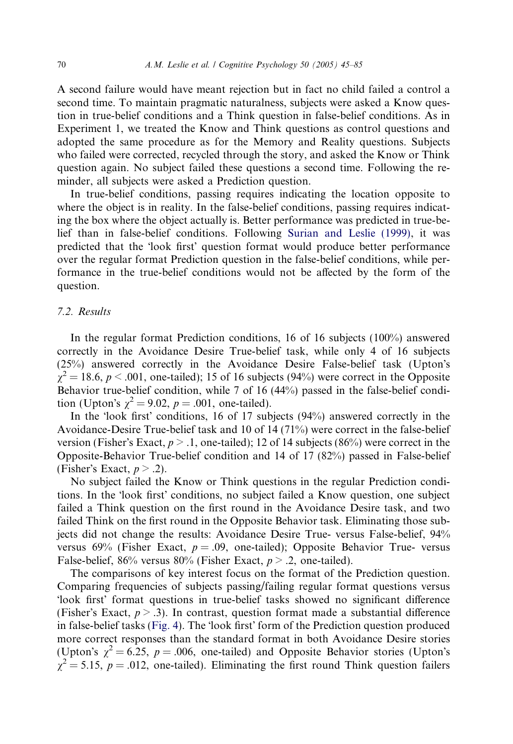A second failure would have meant rejection but in fact no child failed a control a second time. To maintain pragmatic naturalness, subjects were asked a Know question in true-belief conditions and a Think question in false-belief conditions. As in Experiment 1, we treated the Know and Think questions as control questions and adopted the same procedure as for the Memory and Reality questions. Subjects who failed were corrected, recycled through the story, and asked the Know or Think question again. No subject failed these questions a second time. Following the reminder, all subjects were asked a Prediction question.

In true-belief conditions, passing requires indicating the location opposite to where the object is in reality. In the false-belief conditions, passing requires indicating the box where the object actually is. Better performance was predicted in true-belief than in false-belief conditions. Following Surian and Leslie (1999), it was predicted that the 'look first' question format would produce better performance over the regular format Prediction question in the false-belief conditions, while performance in the true-belief conditions would not be affected by the form of the question.

### 7.2. Results

In the regular format Prediction conditions, 16 of 16 subjects (100%) answered correctly in the Avoidance Desire True-belief task, while only 4 of 16 subjects (25%) answered correctly in the Avoidance Desire False-belief task (Upton's $\chi^2 = 18.6$, $p < .001$, one-tailed); 15 of 16 subjects (94%) were correct in the Opposite Behavior true-belief condition, while 7 of 16 (44%) passed in the false-belief condition (Upton's $\chi^2 = 9.02$, $p = .001$, one-tailed).

In the 'look first' conditions, 16 of 17 subjects (94%) answered correctly in the Avoidance-Desire True-belief task and 10 of 14 (71%) were correct in the false-belief version (Fisher's Exact, $p > .1$, one-tailed); 12 of 14 subjects (86%) were correct in the Opposite-Behavior True-belief condition and 14 of 17 (82%) passed in False-belief (Fisher's Exact, $p > .2$).

No subject failed the Know or Think questions in the regular Prediction conditions. In the 'look first' conditions, no subject failed a Know question, one subject failed a Think question on the first round in the Avoidance Desire task, and two failed Think on the first round in the Opposite Behavior task. Eliminating those subjects did not change the results: Avoidance Desire True- versus False-belief, 94% versus 69% (Fisher Exact, $p = .09$, one-tailed); Opposite Behavior True- versus False-belief, 86% versus 80% (Fisher Exact, $p > .2$, one-tailed).

The comparisons of key interest focus on the format of the Prediction question. Comparing frequencies of subjects passing/failing regular format questions versus 'look first' format questions in true-belief tasks showed no significant difference (Fisher's Exact, $p > .3$). In contrast, question format made a substantial difference in false-belief tasks (Fig. 4). The 'look first' form of the Prediction question produced more correct responses than the standard format in both Avoidance Desire stories (Upton's $\chi^2 = 6.25$, $p = .006$, one-tailed) and Opposite Behavior stories (Upton's $\chi^2 = 5.15$, $p = .012$, one-tailed). Eliminating the first round Think question failers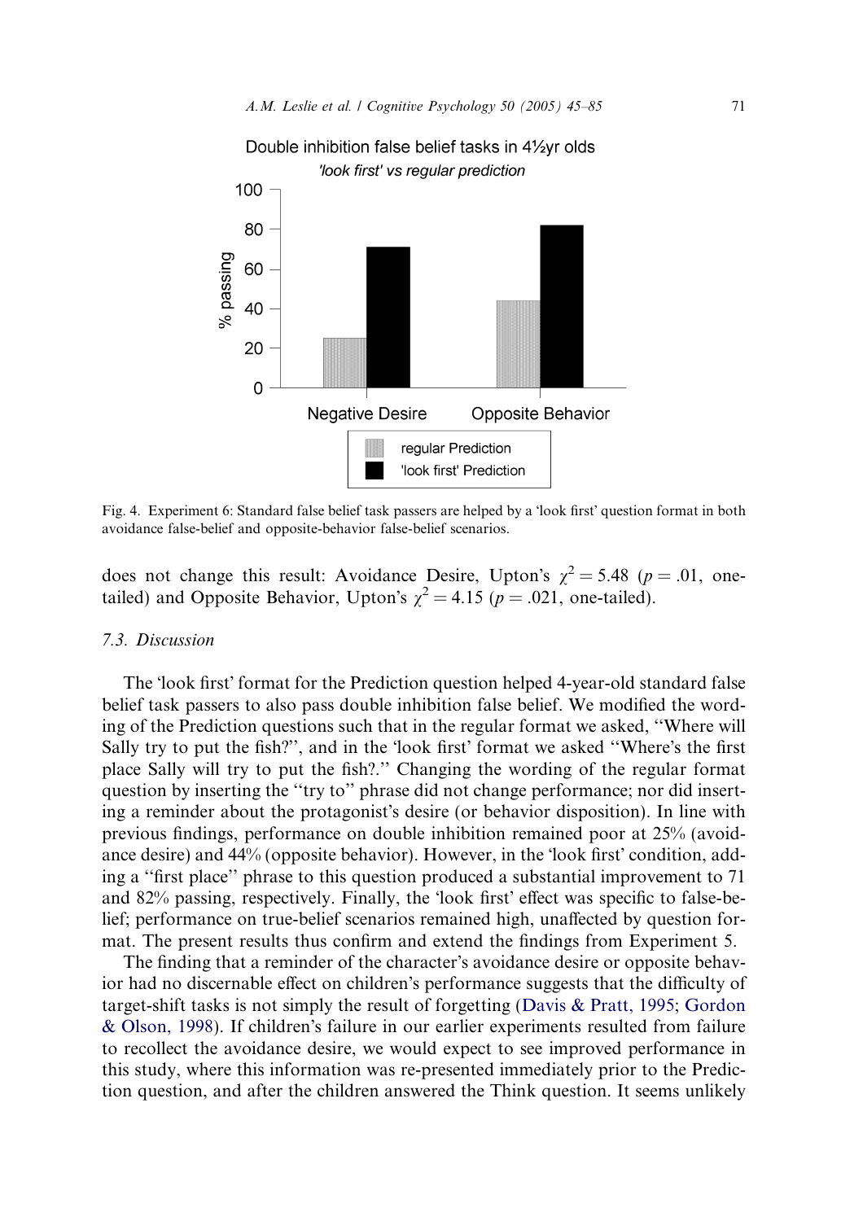Double inhibition false belief tasks in 4½yr olds

'look first' vs regular prediction

% passing

100

80

60

40

20

0

Negative Desire

Opposite Behavior

regular Prediction

'look first' Prediction

Fig. 4. Experiment 6: Standard false belief task passers are helped by a 'look first' question format in both avoidance false-belief and opposite-behavior false-belief scenarios.

does not change this result: Avoidance Desire, Upton's $\chi^2 = 5.48$ ($p = .01$, one-tailed) and Opposite Behavior, Upton's $\chi^2 = 4.15$ ($p = .021$, one-tailed).

### 7.3. Discussion

The 'look first' format for the Prediction question helped 4-year-old standard false belief task passers to also pass double inhibition false belief. We modified the wording of the Prediction questions such that in the regular format we asked, "Where will Sally try to put the fish?", and in the 'look first' format we asked "Where's the first place Sally will try to put the fish?." Changing the wording of the regular format question by inserting the "try to" phrase did not change performance; nor did inserting a reminder about the protagonist's desire (or behavior disposition). In line with previous findings, performance on double inhibition remained poor at 25% (avoidance desire) and 44% (opposite behavior). However, in the 'look first' condition, adding a "first place" phrase to this question produced a substantial improvement to 71 and 82% passing, respectively. Finally, the 'look first' effect was specific to false-belief; performance on true-belief scenarios remained high, unaffected by question format. The present results thus confirm and extend the findings from Experiment 5.

The finding that a reminder of the character's avoidance desire or opposite behavior had no discernable effect on children's performance suggests that the difficulty of target-shift tasks is not simply the result of forgetting (Davis & Pratt, 1995; Gordon & Olson, 1998). If children's failure in our earlier experiments resulted from failure to recollect the avoidance desire, we would expect to see improved performance in this study, where this information was re-presented immediately prior to the Prediction question, and after the children answered the Think question. It seems unlikely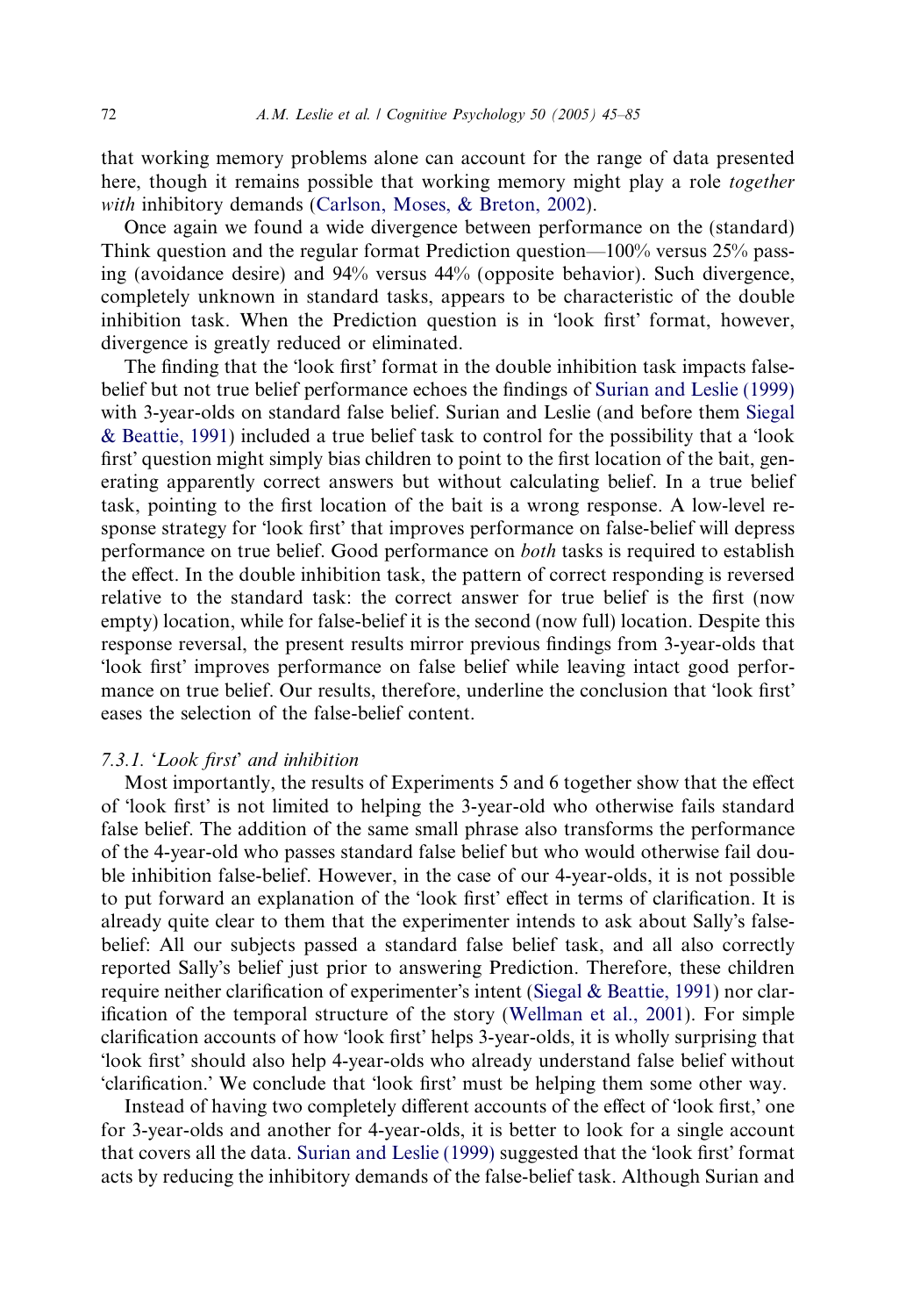that working memory problems alone can account for the range of data presented here, though it remains possible that working memory might play a role *together with* inhibitory demands (Carlson, Moses, & Breton, 2002).

Once again we found a wide divergence between performance on the (standard) Think question and the regular format Prediction question—100% versus 25% passing (avoidance desire) and 94% versus 44% (opposite behavior). Such divergence, completely unknown in standard tasks, appears to be characteristic of the double inhibition task. When the Prediction question is in 'look first' format, however, divergence is greatly reduced or eliminated.

The finding that the 'look first' format in the double inhibition task impacts false-belief but not true belief performance echoes the findings of Surian and Leslie (1999) with 3-year-olds on standard false belief. Surian and Leslie (and before them Siegal & Beattie, 1991) included a true belief task to control for the possibility that a 'look first' question might simply bias children to point to the first location of the bait, generating apparently correct answers but without calculating belief. In a true belief task, pointing to the first location of the bait is a wrong response. A low-level response strategy for 'look first' that improves performance on false-belief will depress performance on true belief. Good performance on *both* tasks is required to establish the effect. In the double inhibition task, the pattern of correct responding is reversed relative to the standard task: the correct answer for true belief is the first (now empty) location, while for false-belief it is the second (now full) location. Despite this response reversal, the present results mirror previous findings from 3-year-olds that 'look first' improves performance on false belief while leaving intact good performance on true belief. Our results, therefore, underline the conclusion that 'look first' eases the selection of the false-belief content.

#### *7.3.1. 'Look first' and inhibition*

Most importantly, the results of Experiments 5 and 6 together show that the effect of 'look first' is not limited to helping the 3-year-old who otherwise fails standard false belief. The addition of the same small phrase also transforms the performance of the 4-year-old who passes standard false belief but who would otherwise fail double inhibition false-belief. However, in the case of our 4-year-olds, it is not possible to put forward an explanation of the 'look first' effect in terms of clarification. It is already quite clear to them that the experimenter intends to ask about Sally's false-belief: All our subjects passed a standard false belief task, and all also correctly reported Sally's belief just prior to answering Prediction. Therefore, these children require neither clarification of experimenter's intent (Siegal & Beattie, 1991) nor clarification of the temporal structure of the story (Wellman et al., 2001). For simple clarification accounts of how 'look first' helps 3-year-olds, it is wholly surprising that 'look first' should also help 4-year-olds who already understand false belief without 'clarification.' We conclude that 'look first' must be helping them some other way.

Instead of having two completely different accounts of the effect of 'look first,' one for 3-year-olds and another for 4-year-olds, it is better to look for a single account that covers all the data. Surian and Leslie (1999) suggested that the 'look first' format acts by reducing the inhibitory demands of the false-belief task. Although Surian and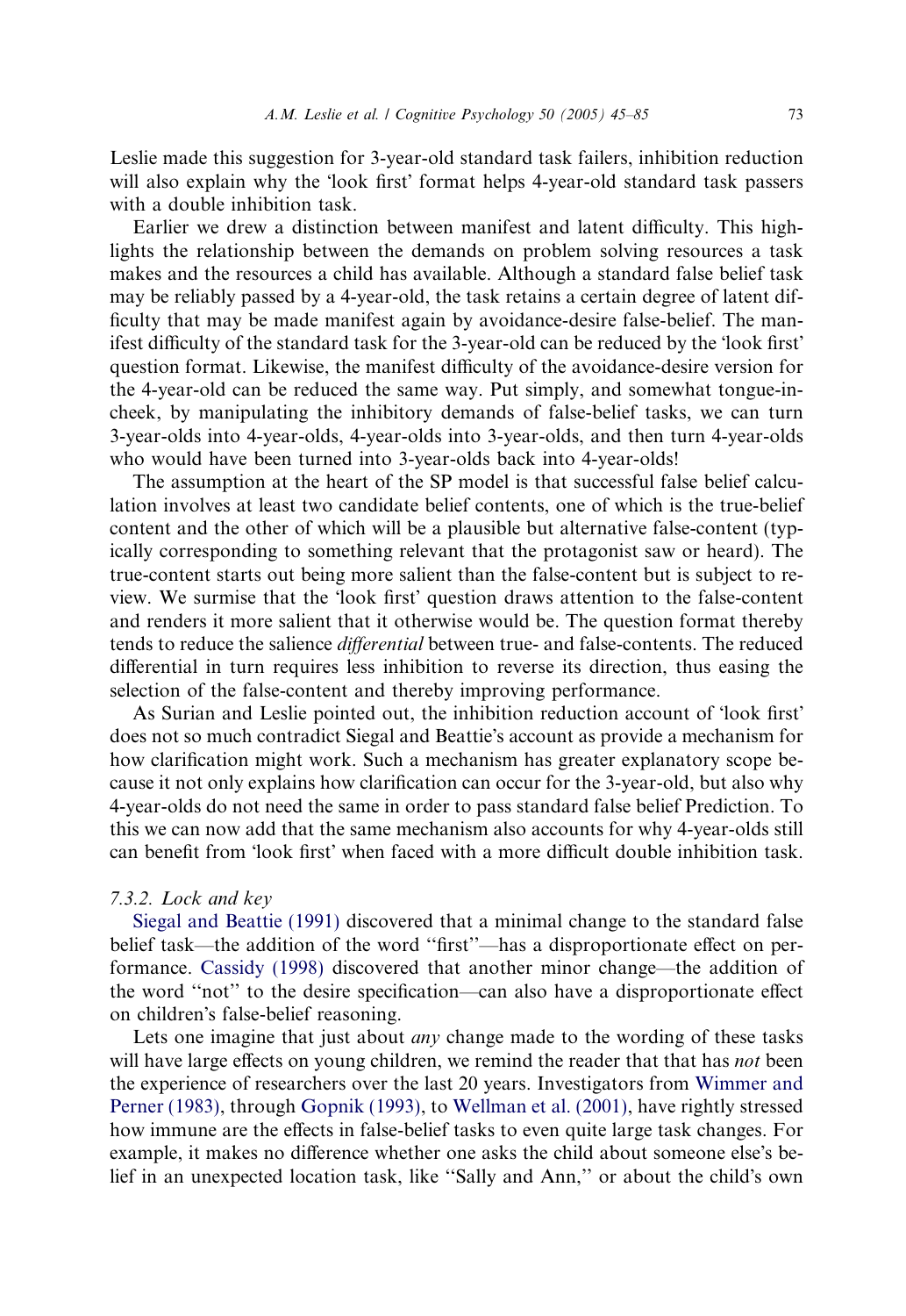Leslie made this suggestion for 3-year-old standard task failers, inhibition reduction will also explain why the 'look first' format helps 4-year-old standard task passers with a double inhibition task.

Earlier we drew a distinction between manifest and latent difficulty. This highlights the relationship between the demands on problem solving resources a task makes and the resources a child has available. Although a standard false belief task may be reliably passed by a 4-year-old, the task retains a certain degree of latent difficulty that may be made manifest again by avoidance-desire false-belief. The manifest difficulty of the standard task for the 3-year-old can be reduced by the 'look first' question format. Likewise, the manifest difficulty of the avoidance-desire version for the 4-year-old can be reduced the same way. Put simply, and somewhat tongue-in-cheek, by manipulating the inhibitory demands of false-belief tasks, we can turn 3-year-olds into 4-year-olds, 4-year-olds into 3-year-olds, and then turn 4-year-olds who would have been turned into 3-year-olds back into 4-year-olds!

The assumption at the heart of the SP model is that successful false belief calculation involves at least two candidate belief contents, one of which is the true-belief content and the other of which will be a plausible but alternative false-content (typically corresponding to something relevant that the protagonist saw or heard). The true-content starts out being more salient than the false-content but is subject to review. We surmise that the 'look first' question draws attention to the false-content and renders it more salient that it otherwise would be. The question format thereby tends to reduce the salience *differential* between true- and false-contents. The reduced differential in turn requires less inhibition to reverse its direction, thus easing the selection of the false-content and thereby improving performance.

As Surian and Leslie pointed out, the inhibition reduction account of 'look first' does not so much contradict Siegal and Beattie's account as provide a mechanism for how clarification might work. Such a mechanism has greater explanatory scope because it not only explains how clarification can occur for the 3-year-old, but also why 4-year-olds do not need the same in order to pass standard false belief Prediction. To this we can now add that the same mechanism also accounts for why 4-year-olds still can benefit from 'look first' when faced with a more difficult double inhibition task.

#### 7.3.2. Lock and key

Siegal and Beattie (1991) discovered that a minimal change to the standard false belief task—the addition of the word "first"—has a disproportionate effect on performance. Cassidy (1998) discovered that another minor change—the addition of the word "not" to the desire specification—can also have a disproportionate effect on children's false-belief reasoning.

Lets one imagine that just about *any* change made to the wording of these tasks will have large effects on young children, we remind the reader that that has *not* been the experience of researchers over the last 20 years. Investigators from Wimmer and Perner (1983), through Gopnik (1993), to Wellman et al. (2001), have rightly stressed how immune are the effects in false-belief tasks to even quite large task changes. For example, it makes no difference whether one asks the child about someone else's belief in an unexpected location task, like "Sally and Ann," or about the child's own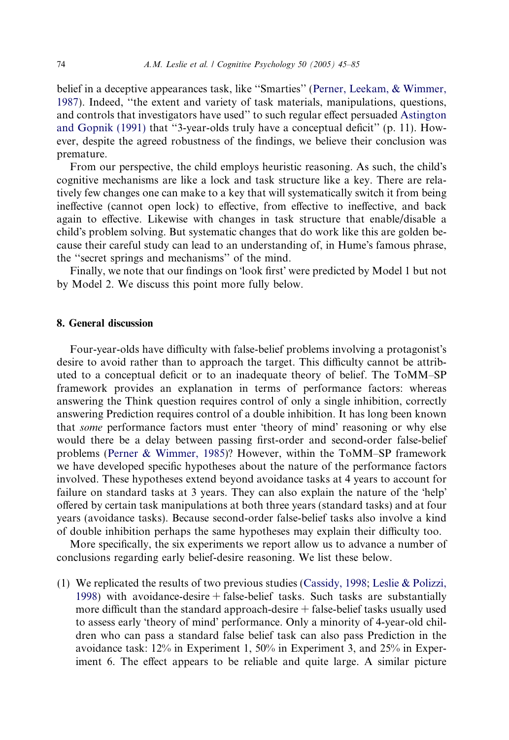belief in a deceptive appearances task, like "Smarties" (Perner, Leekam, & Wimmer, 1987). Indeed, "the extent and variety of task materials, manipulations, questions, and controls that investigators have used" to such regular effect persuaded Astington and Gopnik (1991) that "3-year-olds truly have a conceptual deficit" (p. 11). However, despite the agreed robustness of the findings, we believe their conclusion was premature.

From our perspective, the child employs heuristic reasoning. As such, the child's cognitive mechanisms are like a lock and task structure like a key. There are relatively few changes one can make to a key that will systematically switch it from being ineffective (cannot open lock) to effective, from effective to ineffective, and back again to effective. Likewise with changes in task structure that enable/disable a child's problem solving. But systematic changes that do work like this are golden because their careful study can lead to an understanding of, in Hume's famous phrase, the "secret springs and mechanisms" of the mind.

Finally, we note that our findings on 'look first' were predicted by Model 1 but not by Model 2. We discuss this point more fully below.

## 8. General discussion

Four-year-olds have difficulty with false-belief problems involving a protagonist's desire to avoid rather than to approach the target. This difficulty cannot be attributed to a conceptual deficit or to an inadequate theory of belief. The ToMM–SP framework provides an explanation in terms of performance factors: whereas answering the Think question requires control of only a single inhibition, correctly answering Prediction requires control of a double inhibition. It has long been known that *some* performance factors must enter 'theory of mind' reasoning or why else would there be a delay between passing first-order and second-order false-belief problems (Perner & Wimmer, 1985)? However, within the ToMM–SP framework we have developed specific hypotheses about the nature of the performance factors involved. These hypotheses extend beyond avoidance tasks at 4 years to account for failure on standard tasks at 3 years. They can also explain the nature of the 'help' offered by certain task manipulations at both three years (standard tasks) and at four years (avoidance tasks). Because second-order false-belief tasks also involve a kind of double inhibition perhaps the same hypotheses may explain their difficulty too.

More specifically, the six experiments we report allow us to advance a number of conclusions regarding early belief-desire reasoning. We list these below.

(1) We replicated the results of two previous studies (Cassidy, 1998; Leslie & Polizzi, 1998) with avoidance-desire + false-belief tasks. Such tasks are substantially more difficult than the standard approach-desire + false-belief tasks usually used to assess early 'theory of mind' performance. Only a minority of 4-year-old children who can pass a standard false belief task can also pass Prediction in the avoidance task: 12% in Experiment 1, 50% in Experiment 3, and 25% in Experiment 6. The effect appears to be reliable and quite large. A similar picture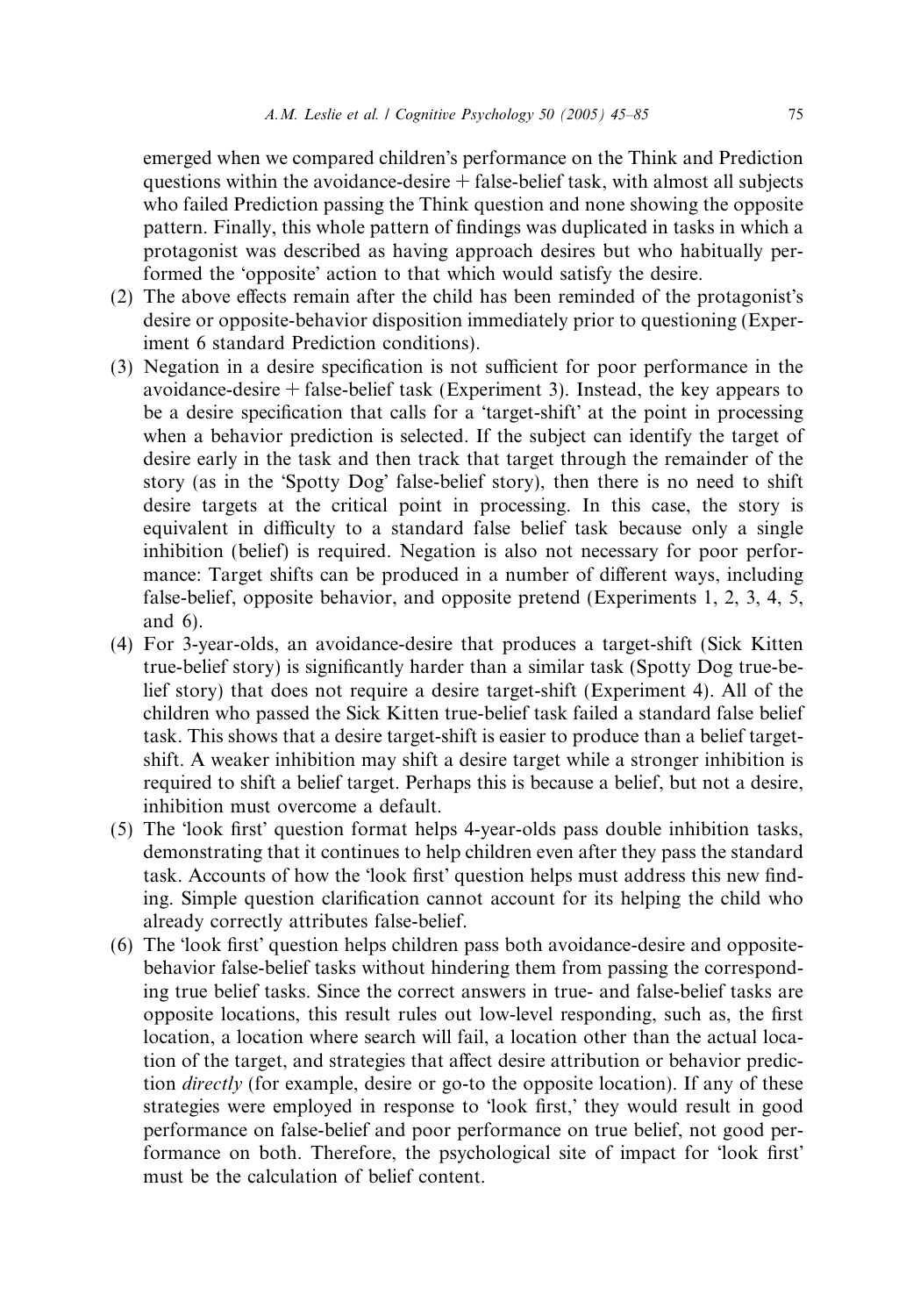emerged when we compared children's performance on the Think and Prediction questions within the avoidance-desire + false-belief task, with almost all subjects who failed Prediction passing the Think question and none showing the opposite pattern. Finally, this whole pattern of findings was duplicated in tasks in which a protagonist was described as having approach desires but who habitually performed the 'opposite' action to that which would satisfy the desire.

(2) The above effects remain after the child has been reminded of the protagonist's desire or opposite-behavior disposition immediately prior to questioning (Experiment 6 standard Prediction conditions).

(3) Negation in a desire specification is not sufficient for poor performance in the avoidance-desire + false-belief task (Experiment 3). Instead, the key appears to be a desire specification that calls for a 'target-shift' at the point in processing when a behavior prediction is selected. If the subject can identify the target of desire early in the task and then track that target through the remainder of the story (as in the 'Spotty Dog' false-belief story), then there is no need to shift desire targets at the critical point in processing. In this case, the story is equivalent in difficulty to a standard false belief task because only a single inhibition (belief) is required. Negation is also not necessary for poor performance: Target shifts can be produced in a number of different ways, including false-belief, opposite behavior, and opposite pretend (Experiments 1, 2, 3, 4, 5, and 6).

(4) For 3-year-olds, an avoidance-desire that produces a target-shift (Sick Kitten true-belief story) is significantly harder than a similar task (Spotty Dog true-belief story) that does not require a desire target-shift (Experiment 4). All of the children who passed the Sick Kitten true-belief task failed a standard false belief task. This shows that a desire target-shift is easier to produce than a belief target-shift. A weaker inhibition may shift a desire target while a stronger inhibition is required to shift a belief target. Perhaps this is because a belief, but not a desire, inhibition must overcome a default.

(5) The 'look first' question format helps 4-year-olds pass double inhibition tasks, demonstrating that it continues to help children even after they pass the standard task. Accounts of how the 'look first' question helps must address this new finding. Simple question clarification cannot account for its helping the child who already correctly attributes false-belief.

(6) The 'look first' question helps children pass both avoidance-desire and opposite-behavior false-belief tasks without hindering them from passing the corresponding true belief tasks. Since the correct answers in true- and false-belief tasks are opposite locations, this result rules out low-level responding, such as, the first location, a location where search will fail, a location other than the actual location of the target, and strategies that affect desire attribution or behavior prediction *directly* (for example, desire or go-to the opposite location). If any of these strategies were employed in response to 'look first,' they would result in good performance on false-belief and poor performance on true belief, not good performance on both. Therefore, the psychological site of impact for 'look first' must be the calculation of belief content.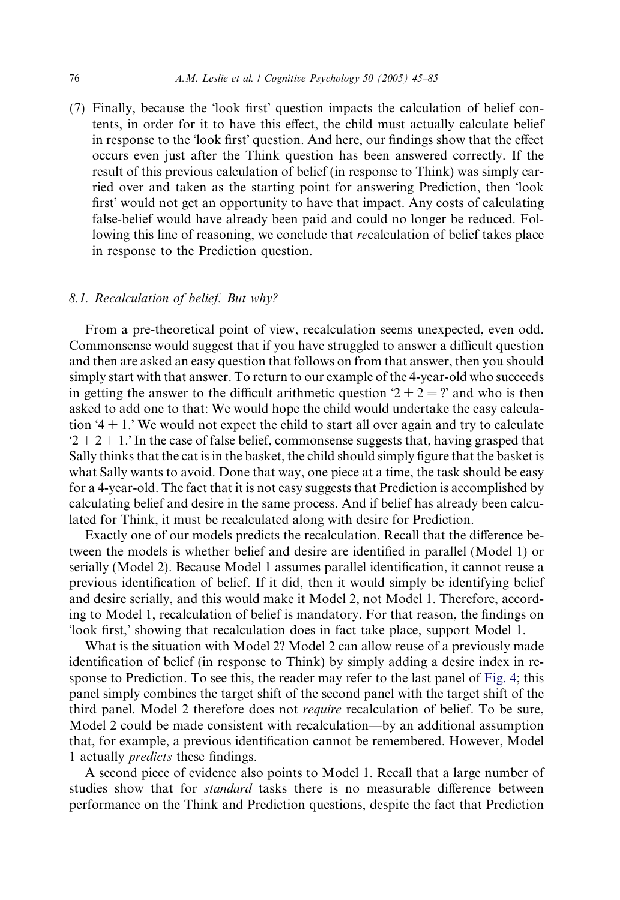(7) Finally, because the 'look first' question impacts the calculation of belief contents, in order for it to have this effect, the child must actually calculate belief in response to the 'look first' question. And here, our findings show that the effect occurs even just after the Think question has been answered correctly. If the result of this previous calculation of belief (in response to Think) was simply carried over and taken as the starting point for answering Prediction, then 'look first' would not get an opportunity to have that impact. Any costs of calculating false-belief would have already been paid and could no longer be reduced. Following this line of reasoning, we conclude that *re*calculation of belief takes place in response to the Prediction question.

### 8.1. Recalculation of belief. But why?

From a pre-theoretical point of view, recalculation seems unexpected, even odd. Commonsense would suggest that if you have struggled to answer a difficult question and then are asked an easy question that follows on from that answer, then you should simply start with that answer. To return to our example of the 4-year-old who succeeds in getting the answer to the difficult arithmetic question '$2 + 2 = ?$' and who is then asked to add one to that: We would hope the child would undertake the easy calculation '$4 + 1$.' We would not expect the child to start all over again and try to calculate '$2 + 2 + 1$.' In the case of false belief, commonsense suggests that, having grasped that Sally thinks that the cat is in the basket, the child should simply figure that the basket is what Sally wants to avoid. Done that way, one piece at a time, the task should be easy for a 4-year-old. The fact that it is not easy suggests that Prediction is accomplished by calculating belief and desire in the same process. And if belief has already been calculated for Think, it must be recalculated along with desire for Prediction.

Exactly one of our models predicts the recalculation. Recall that the difference between the models is whether belief and desire are identified in parallel (Model 1) or serially (Model 2). Because Model 1 assumes parallel identification, it cannot reuse a previous identification of belief. If it did, then it would simply be identifying belief and desire serially, and this would make it Model 2, not Model 1. Therefore, according to Model 1, recalculation of belief is mandatory. For that reason, the findings on 'look first,' showing that recalculation does in fact take place, support Model 1.

What is the situation with Model 2? Model 2 can allow reuse of a previously made identification of belief (in response to Think) by simply adding a desire index in response to Prediction. To see this, the reader may refer to the last panel of Fig. 4; this panel simply combines the target shift of the second panel with the target shift of the third panel. Model 2 therefore does not *require* recalculation of belief. To be sure, Model 2 could be made consistent with recalculation—by an additional assumption that, for example, a previous identification cannot be remembered. However, Model 1 actually *predicts* these findings.

A second piece of evidence also points to Model 1. Recall that a large number of studies show that for *standard* tasks there is no measurable difference between performance on the Think and Prediction questions, despite the fact that Prediction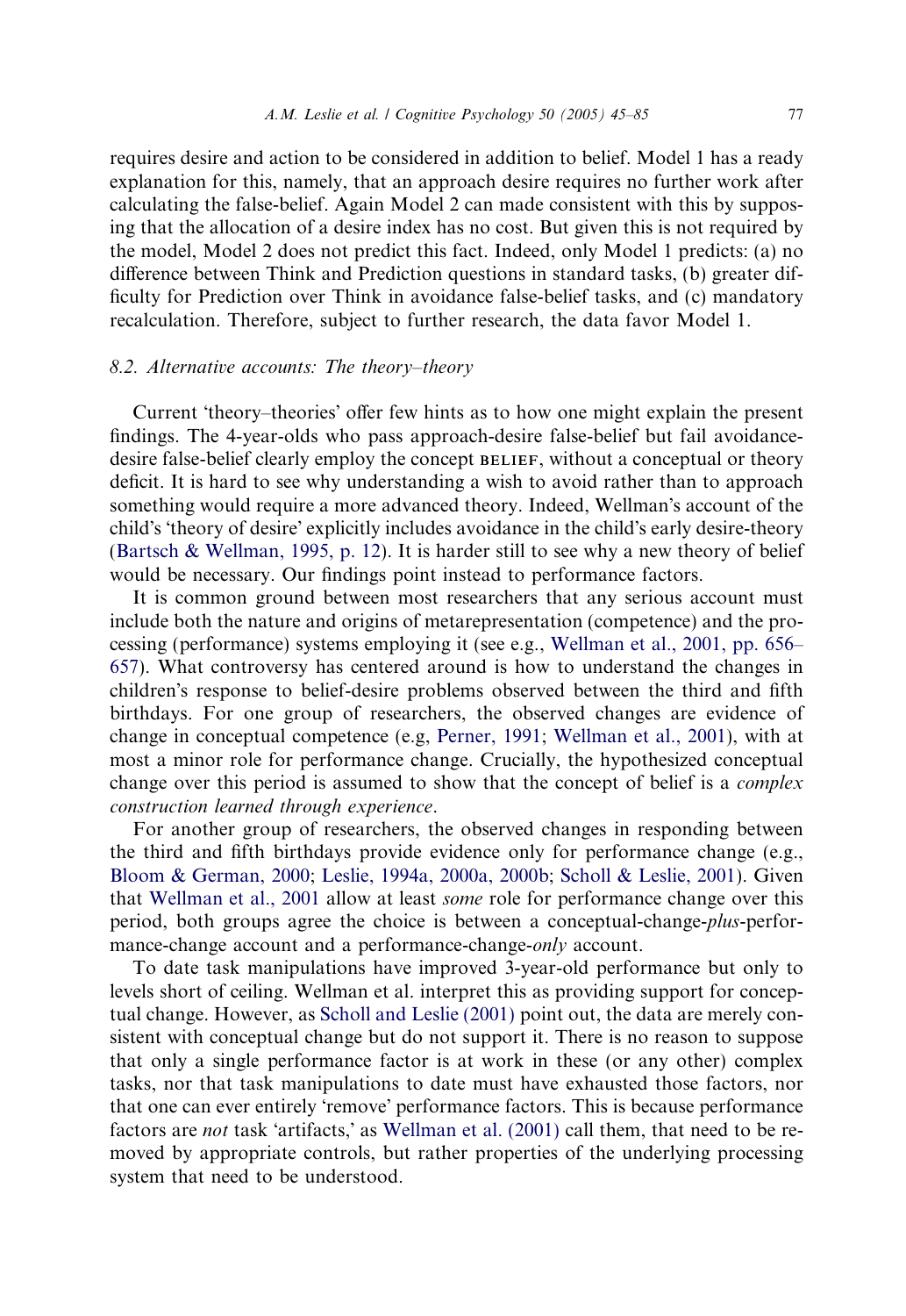requires desire and action to be considered in addition to belief. Model 1 has a ready explanation for this, namely, that an approach desire requires no further work after calculating the false-belief. Again Model 2 can made consistent with this by supposing that the allocation of a desire index has no cost. But given this is not required by the model, Model 2 does not predict this fact. Indeed, only Model 1 predicts: (a) no difference between Think and Prediction questions in standard tasks, (b) greater difficulty for Prediction over Think in avoidance false-belief tasks, and (c) mandatory recalculation. Therefore, subject to further research, the data favor Model 1.

### 8.2. Alternative accounts: The theory–theory

Current 'theory–theories' offer few hints as to how one might explain the present findings. The 4-year-olds who pass approach-desire false-belief but fail avoidance-desire false-belief clearly employ the concept BELIEF, without a conceptual or theory deficit. It is hard to see why understanding a wish to avoid rather than to approach something would require a more advanced theory. Indeed, Wellman's account of the child's 'theory of desire' explicitly includes avoidance in the child's early desire-theory (Bartsch & Wellman, 1995, p. 12). It is harder still to see why a new theory of belief would be necessary. Our findings point instead to performance factors.

It is common ground between most researchers that any serious account must include both the nature and origins of metarepresentation (competence) and the processing (performance) systems employing it (see e.g., Wellman et al., 2001, pp. 656–657). What controversy has centered around is how to understand the changes in children's response to belief-desire problems observed between the third and fifth birthdays. For one group of researchers, the observed changes are evidence of change in conceptual competence (e.g, Perner, 1991; Wellman et al., 2001), with at most a minor role for performance change. Crucially, the hypothesized conceptual change over this period is assumed to show that the concept of belief is a *complex construction learned through experience*.

For another group of researchers, the observed changes in responding between the third and fifth birthdays provide evidence only for performance change (e.g., Bloom & German, 2000; Leslie, 1994a, 2000a, 2000b; Scholl & Leslie, 2001). Given that Wellman et al., 2001 allow at least *some* role for performance change over this period, both groups agree the choice is between a conceptual-change-*plus*-performance-change account and a performance-change-*only* account.

To date task manipulations have improved 3-year-old performance but only to levels short of ceiling. Wellman et al. interpret this as providing support for conceptual change. However, as Scholl and Leslie (2001) point out, the data are merely consistent with conceptual change but do not support it. There is no reason to suppose that only a single performance factor is at work in these (or any other) complex tasks, nor that task manipulations to date must have exhausted those factors, nor that one can ever entirely 'remove' performance factors. This is because performance factors are *not* task 'artifacts,' as Wellman et al. (2001) call them, that need to be removed by appropriate controls, but rather properties of the underlying processing system that need to be understood.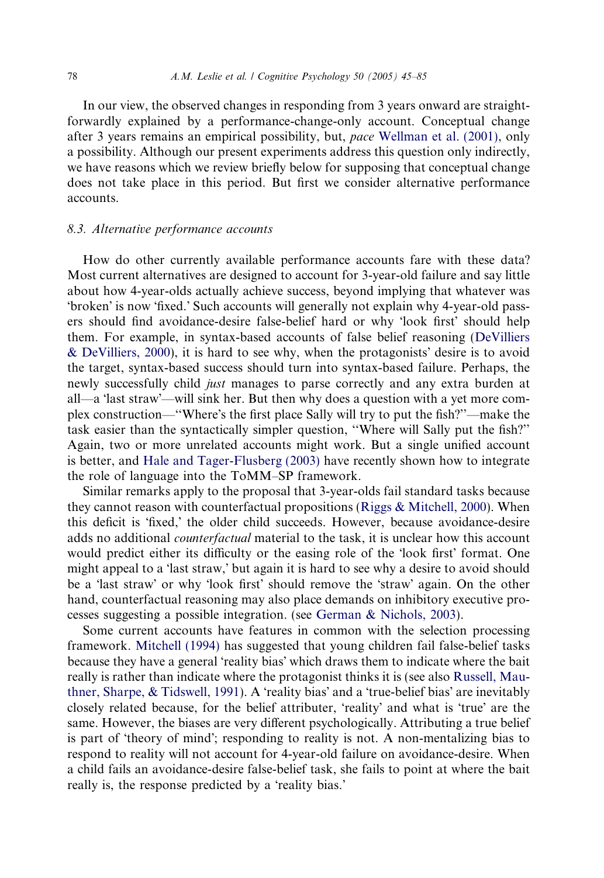In our view, the observed changes in responding from 3 years onward are straightforwardly explained by a performance-change-only account. Conceptual change after 3 years remains an empirical possibility, but, *pace* Wellman et al. (2001), only a possibility. Although our present experiments address this question only indirectly, we have reasons which we review briefly below for supposing that conceptual change does not take place in this period. But first we consider alternative performance accounts.

### 8.3. Alternative performance accounts

How do other currently available performance accounts fare with these data? Most current alternatives are designed to account for 3-year-old failure and say little about how 4-year-olds actually achieve success, beyond implying that whatever was 'broken' is now 'fixed.' Such accounts will generally not explain why 4-year-old passers should find avoidance-desire false-belief hard or why 'look first' should help them. For example, in syntax-based accounts of false belief reasoning (DeVilliers & DeVilliers, 2000), it is hard to see why, when the protagonists' desire is to avoid the target, syntax-based success should turn into syntax-based failure. Perhaps, the newly successfully child *just* manages to parse correctly and any extra burden at all—a 'last straw'—will sink her. But then why does a question with a yet more complex construction—"Where's the first place Sally will try to put the fish?"—make the task easier than the syntactically simpler question, "Where will Sally put the fish?" Again, two or more unrelated accounts might work. But a single unified account is better, and Hale and Tager-Flusberg (2003) have recently shown how to integrate the role of language into the ToMM–SP framework.

Similar remarks apply to the proposal that 3-year-olds fail standard tasks because they cannot reason with counterfactual propositions (Riggs & Mitchell, 2000). When this deficit is 'fixed,' the older child succeeds. However, because avoidance-desire adds no additional *counterfactual* material to the task, it is unclear how this account would predict either its difficulty or the easing role of the 'look first' format. One might appeal to a 'last straw,' but again it is hard to see why a desire to avoid should be a 'last straw' or why 'look first' should remove the 'straw' again. On the other hand, counterfactual reasoning may also place demands on inhibitory executive processes suggesting a possible integration. (see German & Nichols, 2003).

Some current accounts have features in common with the selection processing framework. Mitchell (1994) has suggested that young children fail false-belief tasks because they have a general 'reality bias' which draws them to indicate where the bait really is rather than indicate where the protagonist thinks it is (see also Russell, Mauthner, Sharpe, & Tidswell, 1991). A 'reality bias' and a 'true-belief bias' are inevitably closely related because, for the belief attributer, 'reality' and what is 'true' are the same. However, the biases are very different psychologically. Attributing a true belief is part of 'theory of mind'; responding to reality is not. A non-mentalizing bias to respond to reality will not account for 4-year-old failure on avoidance-desire. When a child fails an avoidance-desire false-belief task, she fails to point at where the bait really is, the response predicted by a 'reality bias.'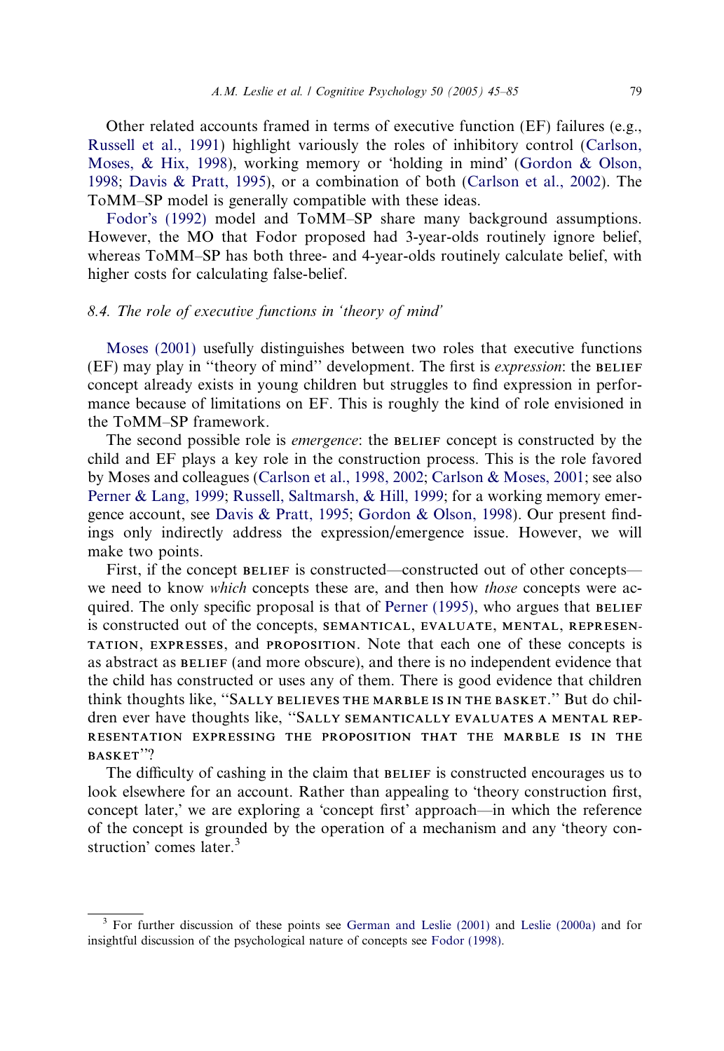Other related accounts framed in terms of executive function (EF) failures (e.g., Russell et al., 1991) highlight variously the roles of inhibitory control (Carlson, Moses, & Hix, 1998), working memory or 'holding in mind' (Gordon & Olson, 1998; Davis & Pratt, 1995), or a combination of both (Carlson et al., 2002). The ToMM–SP model is generally compatible with these ideas.

Fodor's (1992) model and ToMM–SP share many background assumptions. However, the MO that Fodor proposed had 3-year-olds routinely ignore belief, whereas ToMM–SP has both three- and 4-year-olds routinely calculate belief, with higher costs for calculating false-belief.

### 8.4. The role of executive functions in 'theory of mind'

Moses (2001) usefully distinguishes between two roles that executive functions (EF) may play in "theory of mind" development. The first is *expression*: the BELIEF concept already exists in young children but struggles to find expression in performance because of limitations on EF. This is roughly the kind of role envisioned in the ToMM–SP framework.

The second possible role is *emergence*: the BELIEF concept is constructed by the child and EF plays a key role in the construction process. This is the role favored by Moses and colleagues (Carlson et al., 1998, 2002; Carlson & Moses, 2001; see also Perner & Lang, 1999; Russell, Saltmarsh, & Hill, 1999; for a working memory emergence account, see Davis & Pratt, 1995; Gordon & Olson, 1998). Our present findings only indirectly address the expression/emergence issue. However, we will make two points.

First, if the concept BELIEF is constructed—constructed out of other concepts—we need to know *which* concepts these are, and then how *those* concepts were acquired. The only specific proposal is that of Perner (1995), who argues that BELIEF is constructed out of the concepts, SEMANTICAL, EVALUATE, MENTAL, REPRESENTATION, EXPRESSES, and PROPOSITION. Note that each one of these concepts is as abstract as BELIEF (and more obscure), and there is no independent evidence that the child has constructed or uses any of them. There is good evidence that children think thoughts like, "SALLY BELIEVES THE MARBLE IS IN THE BASKET." But do children ever have thoughts like, "SALLY SEMANTICALLY EVALUATES A MENTAL REPRESENTATION EXPRESSING THE PROPOSITION THAT THE MARBLE IS IN THE BASKET"?

The difficulty of cashing in the claim that BELIEF is constructed encourages us to look elsewhere for an account. Rather than appealing to 'theory construction first, concept later,' we are exploring a 'concept first' approach—in which the reference of the concept is grounded by the operation of a mechanism and any 'theory construction' comes later.[3]

[3] For further discussion of these points see German and Leslie (2001) and Leslie (2000a) and for insightful discussion of the psychological nature of concepts see Fodor (1998).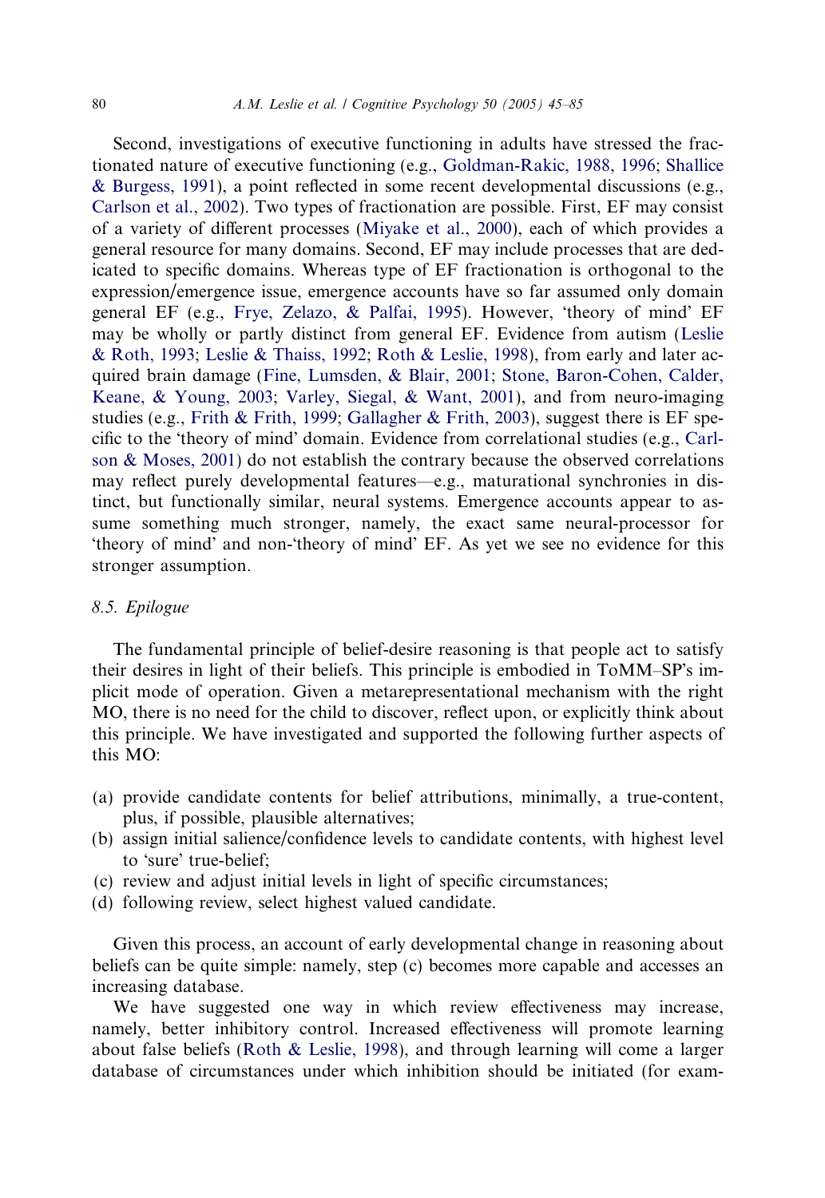Second, investigations of executive functioning in adults have stressed the fractionated nature of executive functioning (e.g., Goldman-Rakic, 1988, 1996; Shallice & Burgess, 1991), a point reflected in some recent developmental discussions (e.g., Carlson et al., 2002). Two types of fractionation are possible. First, EF may consist of a variety of different processes (Miyake et al., 2000), each of which provides a general resource for many domains. Second, EF may include processes that are dedicated to specific domains. Whereas type of EF fractionation is orthogonal to the expression/emergence issue, emergence accounts have so far assumed only domain general EF (e.g., Frye, Zelazo, & Palfai, 1995). However, 'theory of mind' EF may be wholly or partly distinct from general EF. Evidence from autism (Leslie & Roth, 1993; Leslie & Thaiss, 1992; Roth & Leslie, 1998), from early and later acquired brain damage (Fine, Lumsden, & Blair, 2001; Stone, Baron-Cohen, Calder, Keane, & Young, 2003; Varley, Siegal, & Want, 2001), and from neuro-imaging studies (e.g., Frith & Frith, 1999; Gallagher & Frith, 2003), suggest there is EF specific to the 'theory of mind' domain. Evidence from correlational studies (e.g., Carlson & Moses, 2001) do not establish the contrary because the observed correlations may reflect purely developmental features—e.g., maturational synchronies in distinct, but functionally similar, neural systems. Emergence accounts appear to assume something much stronger, namely, the exact same neural-processor for 'theory of mind' and non-'theory of mind' EF. As yet we see no evidence for this stronger assumption.

### 8.5. Epilogue

The fundamental principle of belief-desire reasoning is that people act to satisfy their desires in light of their beliefs. This principle is embodied in ToMM–SP's implicit mode of operation. Given a metarepresentational mechanism with the right MO, there is no need for the child to discover, reflect upon, or explicitly think about this principle. We have investigated and supported the following further aspects of this MO:

(a) provide candidate contents for belief attributions, minimally, a true-content, plus, if possible, plausible alternatives;
(b) assign initial salience/confidence levels to candidate contents, with highest level to 'sure' true-belief;
(c) review and adjust initial levels in light of specific circumstances;
(d) following review, select highest valued candidate.

Given this process, an account of early developmental change in reasoning about beliefs can be quite simple: namely, step (c) becomes more capable and accesses an increasing database.

We have suggested one way in which review effectiveness may increase, namely, better inhibitory control. Increased effectiveness will promote learning about false beliefs (Roth & Leslie, 1998), and through learning will come a larger database of circumstances under which inhibition should be initiated (for exam-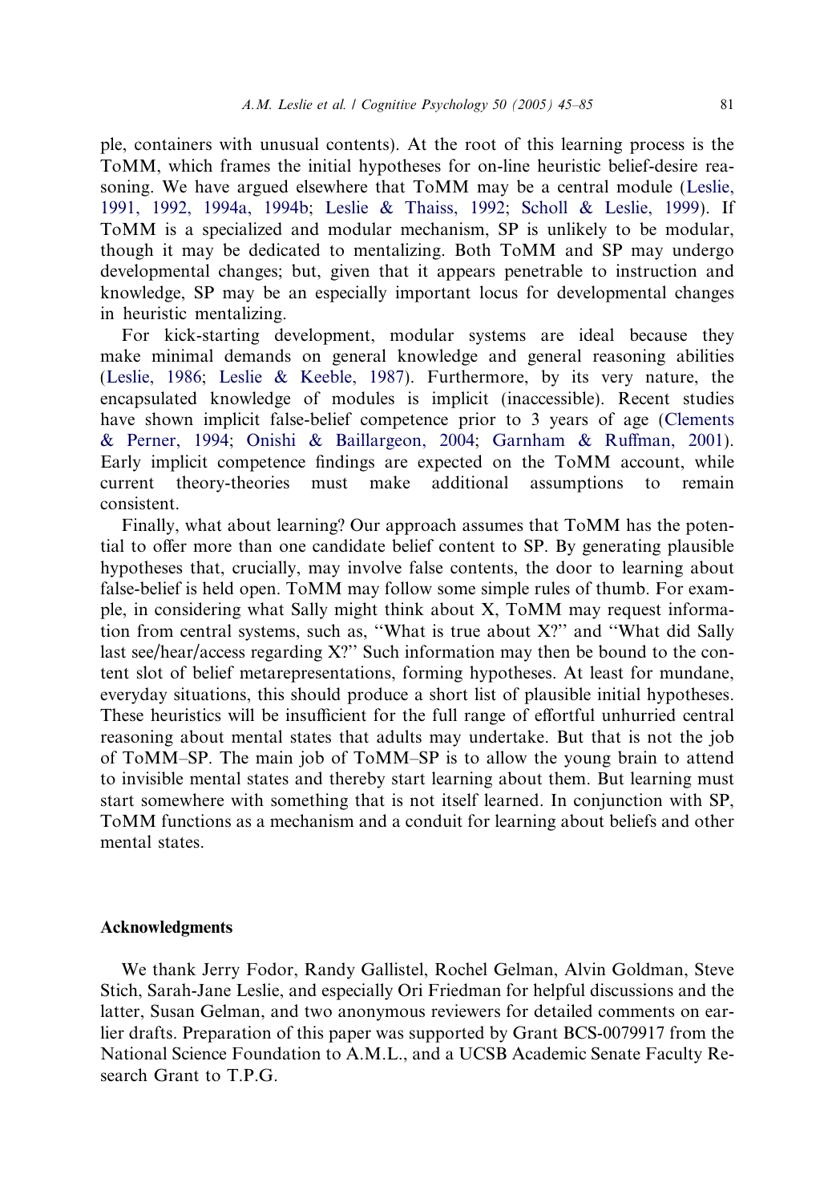ple, containers with unusual contents). At the root of this learning process is the ToMM, which frames the initial hypotheses for on-line heuristic belief-desire reasoning. We have argued elsewhere that ToMM may be a central module (Leslie, 1991, 1992, 1994a, 1994b; Leslie & Thaiss, 1992; Scholl & Leslie, 1999). If ToMM is a specialized and modular mechanism, SP is unlikely to be modular, though it may be dedicated to mentalizing. Both ToMM and SP may undergo developmental changes; but, given that it appears penetrable to instruction and knowledge, SP may be an especially important locus for developmental changes in heuristic mentalizing.

For kick-starting development, modular systems are ideal because they make minimal demands on general knowledge and general reasoning abilities (Leslie, 1986; Leslie & Keeble, 1987). Furthermore, by its very nature, the encapsulated knowledge of modules is implicit (inaccessible). Recent studies have shown implicit false-belief competence prior to 3 years of age (Clements & Perner, 1994; Onishi & Baillargeon, 2004; Garnham & Ruffman, 2001). Early implicit competence findings are expected on the ToMM account, while current theory-theories must make additional assumptions to remain consistent.

Finally, what about learning? Our approach assumes that ToMM has the potential to offer more than one candidate belief content to SP. By generating plausible hypotheses that, crucially, may involve false contents, the door to learning about false-belief is held open. ToMM may follow some simple rules of thumb. For example, in considering what Sally might think about X, ToMM may request information from central systems, such as, "What is true about X?" and "What did Sally last see/hear/access regarding X?" Such information may then be bound to the content slot of belief metarepresentations, forming hypotheses. At least for mundane, everyday situations, this should produce a short list of plausible initial hypotheses. These heuristics will be insufficient for the full range of effortful unhurried central reasoning about mental states that adults may undertake. But that is not the job of ToMM–SP. The main job of ToMM–SP is to allow the young brain to attend to invisible mental states and thereby start learning about them. But learning must start somewhere with something that is not itself learned. In conjunction with SP, ToMM functions as a mechanism and a conduit for learning about beliefs and other mental states.

## Acknowledgments

We thank Jerry Fodor, Randy Gallistel, Rochel Gelman, Alvin Goldman, Steve Stich, Sarah-Jane Leslie, and especially Ori Friedman for helpful discussions and the latter, Susan Gelman, and two anonymous reviewers for detailed comments on earlier drafts. Preparation of this paper was supported by Grant BCS-0079917 from the National Science Foundation to A.M.L., and a UCSB Academic Senate Faculty Research Grant to T.P.G.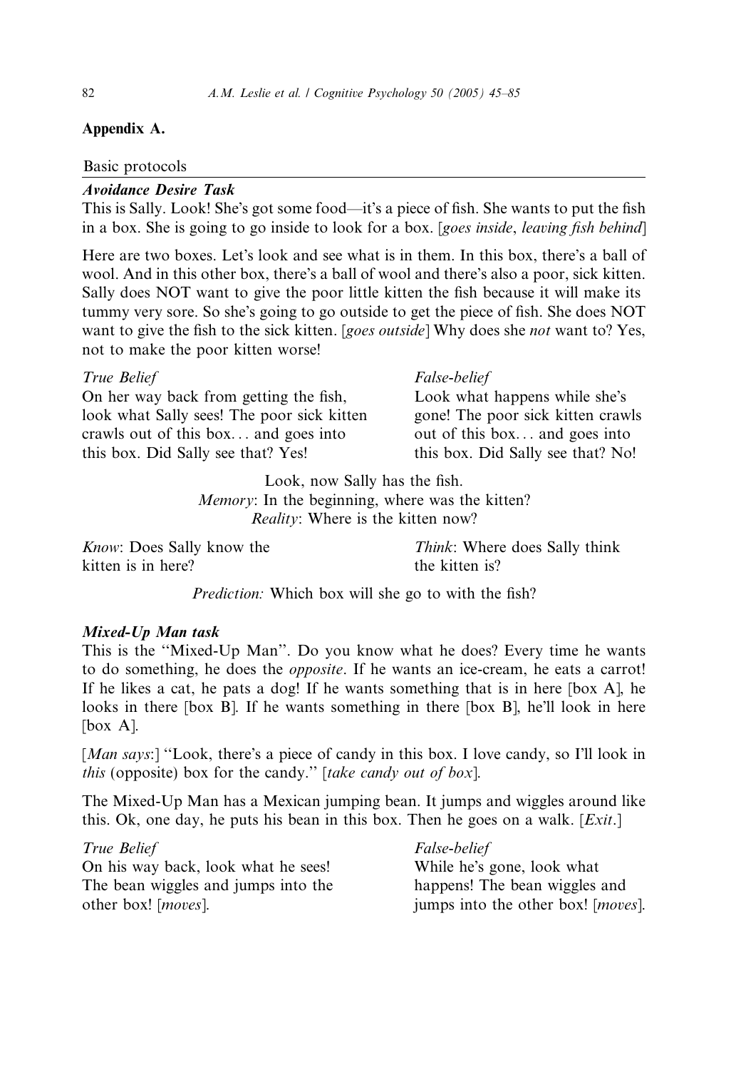## Appendix A.

Basic protocols

***Avoidance Desire Task***

This is Sally. Look! She's got some food—it's a piece of fish. She wants to put the fish in a box. She is going to go inside to look for a box. [*goes inside, leaving fish behind*]

Here are two boxes. Let's look and see what is in them. In this box, there's a ball of wool. And in this other box, there's a ball of wool and there's also a poor, sick kitten. Sally does NOT want to give the poor little kitten the fish because it will make its tummy very sore. So she's going to go outside to get the piece of fish. She does NOT want to give the fish to the sick kitten. [*goes outside*] Why does she *not* want to? Yes, not to make the poor kitten worse!

*True Belief*
On her way back from getting the fish, look what Sally sees! The poor sick kitten crawls out of this box... and goes into this box. Did Sally see that? Yes!

*False-belief*
Look what happens while she's gone! The poor sick kitten crawls out of this box... and goes into this box. Did Sally see that? No!

Look, now Sally has the fish.
*Memory*: In the beginning, where was the kitten?
*Reality*: Where is the kitten now?

*Know*: Does Sally know the kitten is in here?

*Think*: Where does Sally think the kitten is?

*Prediction:* Which box will she go to with the fish?

***Mixed-Up Man task***

This is the "Mixed-Up Man". Do you know what he does? Every time he wants to do something, he does the *opposite*. If he wants an ice-cream, he eats a carrot! If he likes a cat, he pats a dog! If he wants something that is in here [box A], he looks in there [box B]. If he wants something in there [box B], he'll look in here [box A].

[*Man says*:] "Look, there's a piece of candy in this box. I love candy, so I'll look in *this* (opposite) box for the candy." [*take candy out of box*].

The Mixed-Up Man has a Mexican jumping bean. It jumps and wiggles around like this. Ok, one day, he puts his bean in this box. Then he goes on a walk. [*Exit*.]

*True Belief*
On his way back, look what he sees! The bean wiggles and jumps into the other box! [*moves*].

*False-belief*
While he's gone, look what happens! The bean wiggles and jumps into the other box! [*moves*].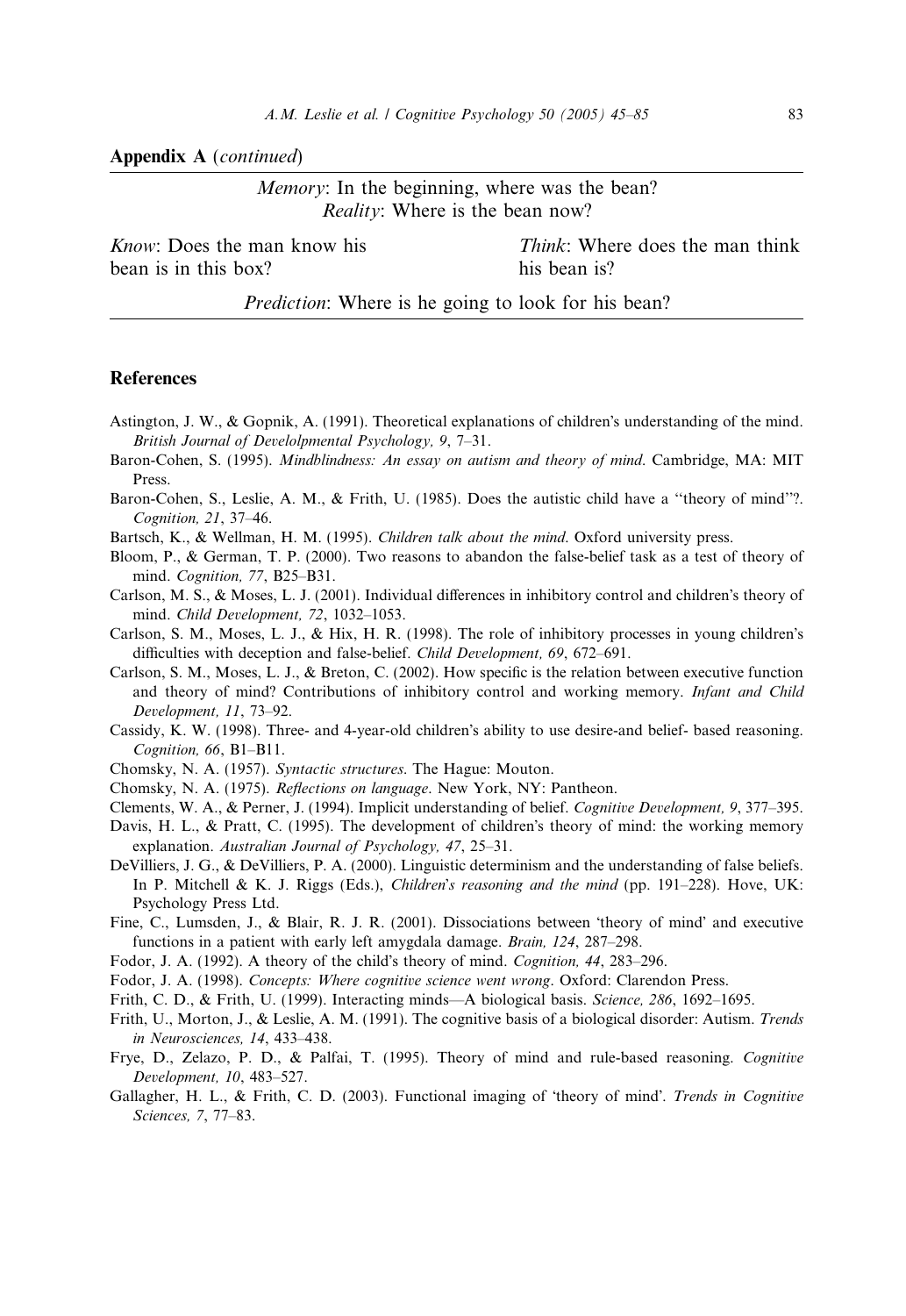**Appendix A** (*continued*)

| | |
|---|---|
| *Memory*: In the beginning, where was the bean? *Reality*: Where is the bean now? | |
| *Know*: Does the man know his bean is in this box? | *Think*: Where does the man think his bean is? |
| *Prediction*: Where is he going to look for his bean? | |

## References

Astington, J. W., & Gopnik, A. (1991). Theoretical explanations of children's understanding of the mind. *British Journal of Develolpmental Psychology, 9*, 7–31.

Baron-Cohen, S. (1995). *Mindblindness: An essay on autism and theory of mind*. Cambridge, MA: MIT Press.

Baron-Cohen, S., Leslie, A. M., & Frith, U. (1985). Does the autistic child have a "theory of mind"?. *Cognition, 21*, 37–46.

Bartsch, K., & Wellman, H. M. (1995). *Children talk about the mind*. Oxford university press.

Bloom, P., & German, T. P. (2000). Two reasons to abandon the false-belief task as a test of theory of mind. *Cognition, 77*, B25–B31.

Carlson, M. S., & Moses, L. J. (2001). Individual differences in inhibitory control and children's theory of mind. *Child Development, 72*, 1032–1053.

Carlson, S. M., Moses, L. J., & Hix, H. R. (1998). The role of inhibitory processes in young children's difficulties with deception and false-belief. *Child Development, 69*, 672–691.

Carlson, S. M., Moses, L. J., & Breton, C. (2002). How specific is the relation between executive function and theory of mind? Contributions of inhibitory control and working memory. *Infant and Child Development, 11*, 73–92.

Cassidy, K. W. (1998). Three- and 4-year-old children's ability to use desire-and belief- based reasoning. *Cognition, 66*, B1–B11.

Chomsky, N. A. (1957). *Syntactic structures*. The Hague: Mouton.

Chomsky, N. A. (1975). *Reflections on language*. New York, NY: Pantheon.

Clements, W. A., & Perner, J. (1994). Implicit understanding of belief. *Cognitive Development, 9*, 377–395.

Davis, H. L., & Pratt, C. (1995). The development of children's theory of mind: the working memory explanation. *Australian Journal of Psychology, 47*, 25–31.

DeVilliers, J. G., & DeVilliers, P. A. (2000). Linguistic determinism and the understanding of false beliefs. In P. Mitchell & K. J. Riggs (Eds.), *Children's reasoning and the mind* (pp. 191–228). Hove, UK: Psychology Press Ltd.

Fine, C., Lumsden, J., & Blair, R. J. R. (2001). Dissociations between 'theory of mind' and executive functions in a patient with early left amygdala damage. *Brain, 124*, 287–298.

Fodor, J. A. (1992). A theory of the child's theory of mind. *Cognition, 44*, 283–296.

Fodor, J. A. (1998). *Concepts: Where cognitive science went wrong*. Oxford: Clarendon Press.

Frith, C. D., & Frith, U. (1999). Interacting minds—A biological basis. *Science, 286*, 1692–1695.

Frith, U., Morton, J., & Leslie, A. M. (1991). The cognitive basis of a biological disorder: Autism. *Trends in Neurosciences, 14*, 433–438.

Frye, D., Zelazo, P. D., & Palfai, T. (1995). Theory of mind and rule-based reasoning. *Cognitive Development, 10*, 483–527.

Gallagher, H. L., & Frith, C. D. (2003). Functional imaging of 'theory of mind'. *Trends in Cognitive Sciences, 7*, 77–83.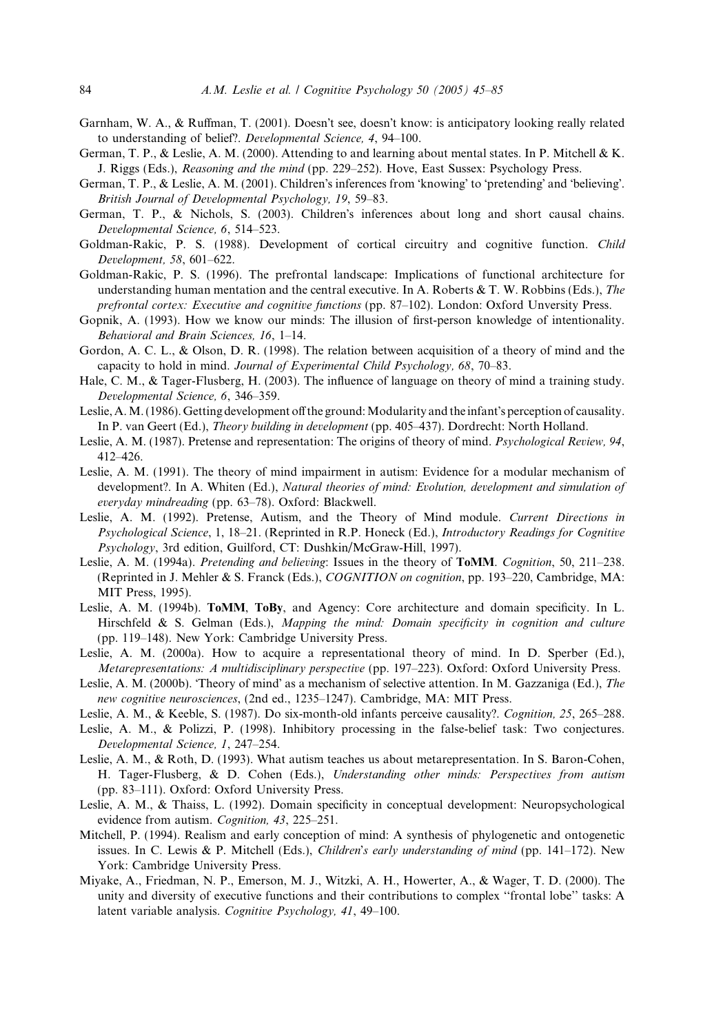Garnham, W. A., & Ruffman, T. (2001). Doesn't see, doesn't know: is anticipatory looking really related to understanding of belief?. *Developmental Science, 4*, 94–100.

German, T. P., & Leslie, A. M. (2000). Attending to and learning about mental states. In P. Mitchell & K. J. Riggs (Eds.), *Reasoning and the mind* (pp. 229–252). Hove, East Sussex: Psychology Press.

German, T. P., & Leslie, A. M. (2001). Children's inferences from 'knowing' to 'pretending' and 'believing'. *British Journal of Developmental Psychology, 19*, 59–83.

German, T. P., & Nichols, S. (2003). Children's inferences about long and short causal chains. *Developmental Science, 6*, 514–523.

Goldman-Rakic, P. S. (1988). Development of cortical circuitry and cognitive function. *Child Development, 58*, 601–622.

Goldman-Rakic, P. S. (1996). The prefrontal landscape: Implications of functional architecture for understanding human mentation and the central executive. In A. Roberts & T. W. Robbins (Eds.), *The prefrontal cortex: Executive and cognitive functions* (pp. 87–102). London: Oxford Unversity Press.

Gopnik, A. (1993). How we know our minds: The illusion of first-person knowledge of intentionality. *Behavioral and Brain Sciences, 16*, 1–14.

Gordon, A. C. L., & Olson, D. R. (1998). The relation between acquisition of a theory of mind and the capacity to hold in mind. *Journal of Experimental Child Psychology, 68*, 70–83.

Hale, C. M., & Tager-Flusberg, H. (2003). The influence of language on theory of mind a training study. *Developmental Science, 6*, 346–359.

Leslie, A. M. (1986). Getting development off the ground: Modularity and the infant's perception of causality. In P. van Geert (Ed.), *Theory building in development* (pp. 405–437). Dordrecht: North Holland.

Leslie, A. M. (1987). Pretense and representation: The origins of theory of mind. *Psychological Review, 94*, 412–426.

Leslie, A. M. (1991). The theory of mind impairment in autism: Evidence for a modular mechanism of development?. In A. Whiten (Ed.), *Natural theories of mind: Evolution, development and simulation of everyday mindreading* (pp. 63–78). Oxford: Blackwell.

Leslie, A. M. (1992). Pretense, Autism, and the Theory of Mind module. *Current Directions in Psychological Science*, 1, 18–21. (Reprinted in R.P. Honeck (Ed.), *Introductory Readings for Cognitive Psychology*, 3rd edition, Guilford, CT: Dushkin/McGraw-Hill, 1997).

Leslie, A. M. (1994a). *Pretending and believing*: Issues in the theory of **ToMM**. *Cognition*, 50, 211–238. (Reprinted in J. Mehler & S. Franck (Eds.), *COGNITION on cognition*, pp. 193–220, Cambridge, MA: MIT Press, 1995).

Leslie, A. M. (1994b). **ToMM**, **ToBy**, and Agency: Core architecture and domain specificity. In L. Hirschfeld & S. Gelman (Eds.), *Mapping the mind: Domain specificity in cognition and culture* (pp. 119–148). New York: Cambridge University Press.

Leslie, A. M. (2000a). How to acquire a representational theory of mind. In D. Sperber (Ed.), *Metarepresentations: A multidisciplinary perspective* (pp. 197–223). Oxford: Oxford University Press.

Leslie, A. M. (2000b). 'Theory of mind' as a mechanism of selective attention. In M. Gazzaniga (Ed.), *The new cognitive neurosciences*, (2nd ed., 1235–1247). Cambridge, MA: MIT Press.

Leslie, A. M., & Keeble, S. (1987). Do six-month-old infants perceive causality?. *Cognition, 25*, 265–288.

Leslie, A. M., & Polizzi, P. (1998). Inhibitory processing in the false-belief task: Two conjectures. *Developmental Science, 1*, 247–254.

Leslie, A. M., & Roth, D. (1993). What autism teaches us about metarepresentation. In S. Baron-Cohen, H. Tager-Flusberg, & D. Cohen (Eds.), *Understanding other minds: Perspectives from autism* (pp. 83–111). Oxford: Oxford University Press.

Leslie, A. M., & Thaiss, L. (1992). Domain specificity in conceptual development: Neuropsychological evidence from autism. *Cognition, 43*, 225–251.

Mitchell, P. (1994). Realism and early conception of mind: A synthesis of phylogenetic and ontogenetic issues. In C. Lewis & P. Mitchell (Eds.), *Children's early understanding of mind* (pp. 141–172). New York: Cambridge University Press.

Miyake, A., Friedman, N. P., Emerson, M. J., Witzki, A. H., Howerter, A., & Wager, T. D. (2000). The unity and diversity of executive functions and their contributions to complex "frontal lobe" tasks: A latent variable analysis. *Cognitive Psychology, 41*, 49–100.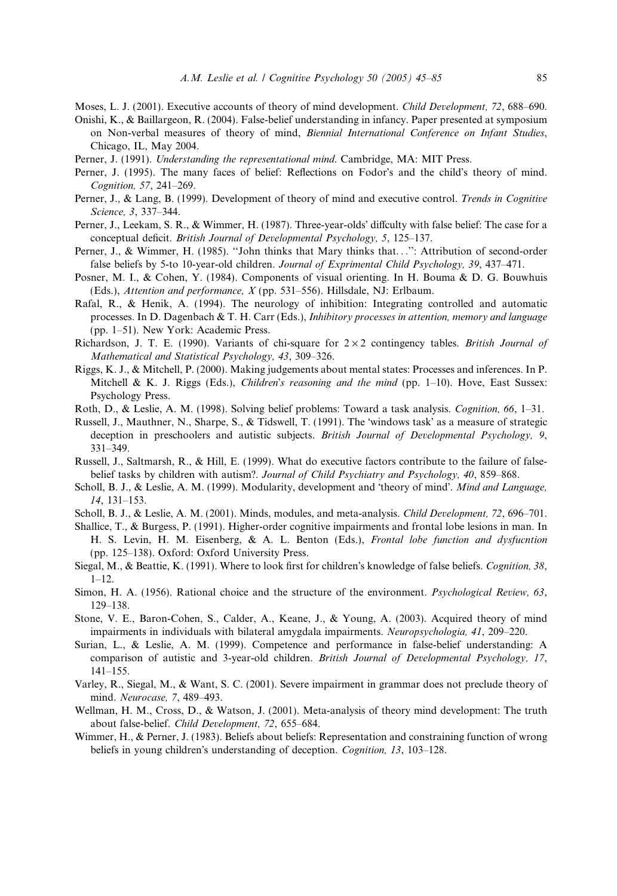Moses, L. J. (2001). Executive accounts of theory of mind development. *Child Development, 72*, 688–690.

Onishi, K., & Baillargeon, R. (2004). False-belief understanding in infancy. Paper presented at symposium on Non-verbal measures of theory of mind, *Biennial International Conference on Infant Studies*, Chicago, IL, May 2004.

Perner, J. (1991). *Understanding the representational mind*. Cambridge, MA: MIT Press.

Perner, J. (1995). The many faces of belief: Reflections on Fodor's and the child's theory of mind. *Cognition, 57*, 241–269.

Perner, J., & Lang, B. (1999). Development of theory of mind and executive control. *Trends in Cognitive Science, 3*, 337–344.

Perner, J., Leekam, S. R., & Wimmer, H. (1987). Three-year-olds' diffculty with false belief: The case for a conceptual deficit. *British Journal of Developmental Psychology, 5*, 125–137.

Perner, J., & Wimmer, H. (1985). "John thinks that Mary thinks that...": Attribution of second-order false beliefs by 5-to 10-year-old children. *Journal of Exprimental Child Psychology, 39*, 437–471.

Posner, M. I., & Cohen, Y. (1984). Components of visual orienting. In H. Bouma & D. G. Bouwhuis (Eds.), *Attention and performance, X* (pp. 531–556). Hillsdale, NJ: Erlbaum.

Rafal, R., & Henik, A. (1994). The neurology of inhibition: Integrating controlled and automatic processes. In D. Dagenbach & T. H. Carr (Eds.), *Inhibitory processes in attention, memory and language* (pp. 1–51). New York: Academic Press.

Richardson, J. T. E. (1990). Variants of chi-square for $2 \times 2$ contingency tables. *British Journal of Mathematical and Statistical Psychology, 43*, 309–326.

Riggs, K. J., & Mitchell, P. (2000). Making judgements about mental states: Processes and inferences. In P. Mitchell & K. J. Riggs (Eds.), *Children's reasoning and the mind* (pp. 1–10). Hove, East Sussex: Psychology Press.

Roth, D., & Leslie, A. M. (1998). Solving belief problems: Toward a task analysis. *Cognition, 66*, 1–31.

Russell, J., Mauthner, N., Sharpe, S., & Tidswell, T. (1991). The 'windows task' as a measure of strategic deception in preschoolers and autistic subjects. *British Journal of Developmental Psychology, 9*, 331–349.

Russell, J., Saltmarsh, R., & Hill, E. (1999). What do executive factors contribute to the failure of false-belief tasks by children with autism?. *Journal of Child Psychiatry and Psychology, 40*, 859–868.

Scholl, B. J., & Leslie, A. M. (1999). Modularity, development and 'theory of mind'. *Mind and Language, 14*, 131–153.

Scholl, B. J., & Leslie, A. M. (2001). Minds, modules, and meta-analysis. *Child Development, 72*, 696–701.

Shallice, T., & Burgess, P. (1991). Higher-order cognitive impairments and frontal lobe lesions in man. In H. S. Levin, H. M. Eisenberg, & A. L. Benton (Eds.), *Frontal lobe function and dysfucntion* (pp. 125–138). Oxford: Oxford University Press.

Siegal, M., & Beattie, K. (1991). Where to look first for children's knowledge of false beliefs. *Cognition, 38*, 1–12.

Simon, H. A. (1956). Rational choice and the structure of the environment. *Psychological Review, 63*, 129–138.

Stone, V. E., Baron-Cohen, S., Calder, A., Keane, J., & Young, A. (2003). Acquired theory of mind impairments in individuals with bilateral amygdala impairments. *Neuropsychologia, 41*, 209–220.

Surian, L., & Leslie, A. M. (1999). Competence and performance in false-belief understanding: A comparison of autistic and 3-year-old children. *British Journal of Developmental Psychology, 17*, 141–155.

Varley, R., Siegal, M., & Want, S. C. (2001). Severe impairment in grammar does not preclude theory of mind. *Neurocase, 7*, 489–493.

Wellman, H. M., Cross, D., & Watson, J. (2001). Meta-analysis of theory mind development: The truth about false-belief. *Child Development, 72*, 655–684.

Wimmer, H., & Perner, J. (1983). Beliefs about beliefs: Representation and constraining function of wrong beliefs in young children's understanding of deception. *Cognition, 13*, 103–128.